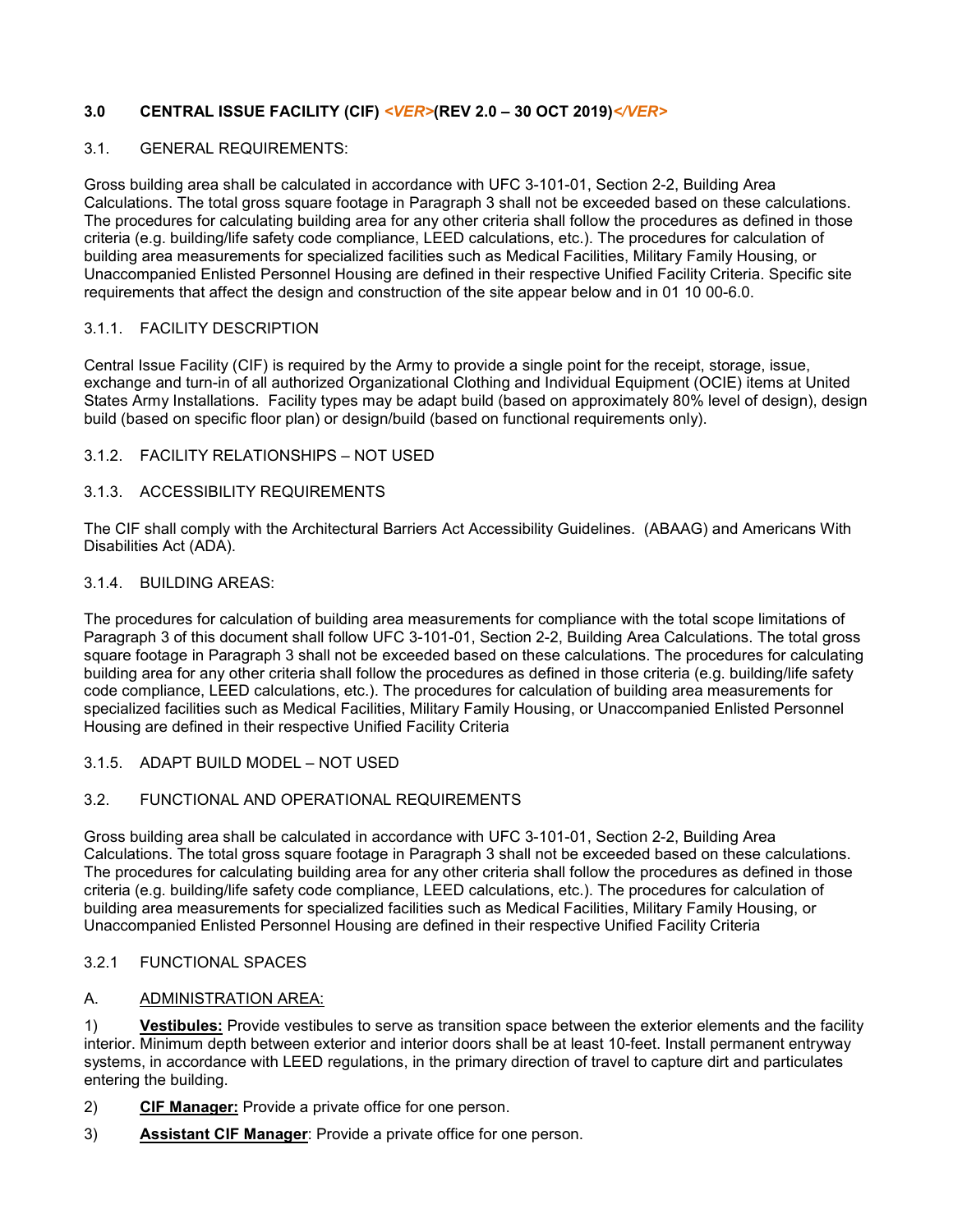# 3.0 CENTRAL ISSUE FACILITY (CIF) *<VER>*(REV 2.0 – 30 OCT 2019)*</VER>*

## 3.1. GENERAL REQUIREMENTS:

Gross building area shall be calculated in accordance with UFC 3-101-01, Section 2-2, Building Area Calculations. The total gross square footage in Paragraph 3 shall not be exceeded based on these calculations. The procedures for calculating building area for any other criteria shall follow the procedures as defined in those criteria (e.g. building/life safety code compliance, LEED calculations, etc.). The procedures for calculation of building area measurements for specialized facilities such as Medical Facilities, Military Family Housing, or Unaccompanied Enlisted Personnel Housing are defined in their respective Unified Facility Criteria. Specific site requirements that affect the design and construction of the site appear below and in 01 10 00-6.0.

### 3.1.1. FACILITY DESCRIPTION

Central Issue Facility (CIF) is required by the Army to provide a single point for the receipt, storage, issue, exchange and turn-in of all authorized Organizational Clothing and Individual Equipment (OCIE) items at United States Army Installations. Facility types may be adapt build (based on approximately 80% level of design), design build (based on specific floor plan) or design/build (based on functional requirements only).

### 3.1.2. FACILITY RELATIONSHIPS – NOT USED

### 3.1.3. ACCESSIBILITY REQUIREMENTS

The CIF shall comply with the Architectural Barriers Act Accessibility Guidelines. (ABAAG) and Americans With Disabilities Act (ADA).

### 3.1.4. BUILDING AREAS:

The procedures for calculation of building area measurements for compliance with the total scope limitations of Paragraph 3 of this document shall follow UFC 3-101-01, Section 2-2, Building Area Calculations. The total gross square footage in Paragraph 3 shall not be exceeded based on these calculations. The procedures for calculating building area for any other criteria shall follow the procedures as defined in those criteria (e.g. building/life safety code compliance, LEED calculations, etc.). The procedures for calculation of building area measurements for specialized facilities such as Medical Facilities, Military Family Housing, or Unaccompanied Enlisted Personnel Housing are defined in their respective Unified Facility Criteria

### 3.1.5. ADAPT BUILD MODEL – NOT USED

## 3.2. FUNCTIONAL AND OPERATIONAL REQUIREMENTS

Gross building area shall be calculated in accordance with UFC 3-101-01, Section 2-2, Building Area Calculations. The total gross square footage in Paragraph 3 shall not be exceeded based on these calculations. The procedures for calculating building area for any other criteria shall follow the procedures as defined in those criteria (e.g. building/life safety code compliance, LEED calculations, etc.). The procedures for calculation of building area measurements for specialized facilities such as Medical Facilities, Military Family Housing, or Unaccompanied Enlisted Personnel Housing are defined in their respective Unified Facility Criteria

### 3.2.1 FUNCTIONAL SPACES

A. ADMINISTRATION AREA:

1) **Vestibules:** Provide vestibules to serve as transition space between the exterior elements and the facility interior. Minimum depth between exterior and interior doors shall be at least 10-feet. Install permanent entryway systems, in accordance with LEED regulations, in the primary direction of travel to capture dirt and particulates entering the building.

2) **CIF Manager:** Provide a private office for one person.

3) **Assistant CIF Manager**: Provide a private office for one person.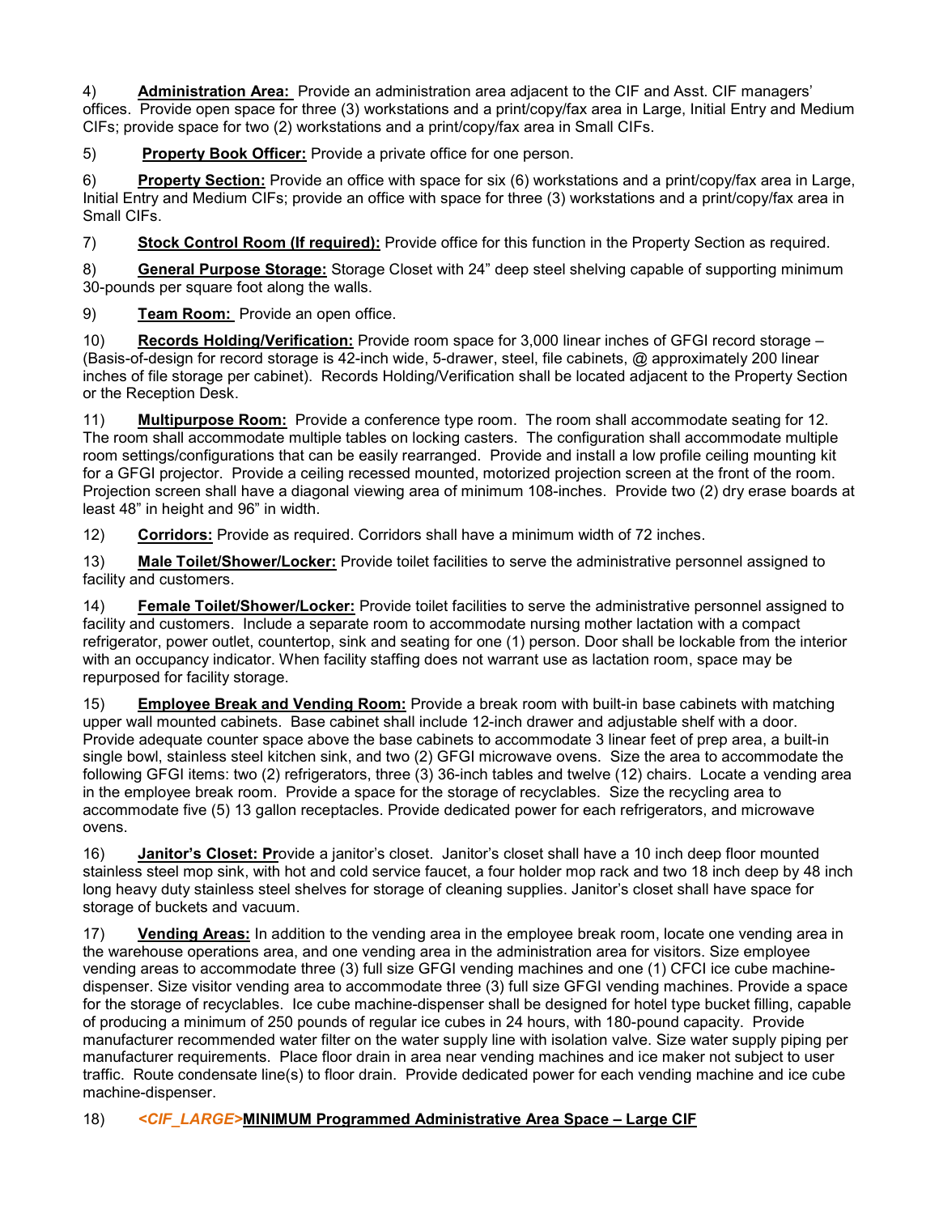4) **Administration Area:** Provide an administration area adjacent to the CIF and Asst. CIF managers' offices. Provide open space for three (3) workstations and a print/copy/fax area in Large, Initial Entry and Medium CIFs; provide space for two (2) workstations and a print/copy/fax area in Small CIFs.

5) **Property Book Officer:** Provide a private office for one person.

6) **Property Section:** Provide an office with space for six (6) workstations and a print/copy/fax area in Large, Initial Entry and Medium CIFs; provide an office with space for three (3) workstations and a print/copy/fax area in Small CIFs.

7) **Stock Control Room (If required):** Provide office for this function in the Property Section as required.

8) **General Purpose Storage:** Storage Closet with 24" deep steel shelving capable of supporting minimum 30-pounds per square foot along the walls.

9) **Team Room:** Provide an open office.

10) **Records Holding/Verification:** Provide room space for 3,000 linear inches of GFGI record storage – (Basis-of-design for record storage is 42-inch wide, 5-drawer, steel, file cabinets, @ approximately 200 linear inches of file storage per cabinet). Records Holding/Verification shall be located adjacent to the Property Section or the Reception Desk.

11) **Multipurpose Room:** Provide a conference type room. The room shall accommodate seating for 12. The room shall accommodate multiple tables on locking casters. The configuration shall accommodate multiple room settings/configurations that can be easily rearranged. Provide and install a low profile ceiling mounting kit for a GFGI projector. Provide a ceiling recessed mounted, motorized projection screen at the front of the room. Projection screen shall have a diagonal viewing area of minimum 108-inches. Provide two (2) dry erase boards at least 48" in height and 96" in width.

12) **Corridors:** Provide as required. Corridors shall have a minimum width of 72 inches.

13) **Male Toilet/Shower/Locker:** Provide toilet facilities to serve the administrative personnel assigned to facility and customers.

14) **Female Toilet/Shower/Locker:** Provide toilet facilities to serve the administrative personnel assigned to facility and customers. Include a separate room to accommodate nursing mother lactation with a compact refrigerator, power outlet, countertop, sink and seating for one (1) person. Door shall be lockable from the interior with an occupancy indicator. When facility staffing does not warrant use as lactation room, space may be repurposed for facility storage.

15) **Employee Break and Vending Room:** Provide a break room with built-in base cabinets with matching upper wall mounted cabinets. Base cabinet shall include 12-inch drawer and adjustable shelf with a door. Provide adequate counter space above the base cabinets to accommodate 3 linear feet of prep area, a built-in single bowl, stainless steel kitchen sink, and two (2) GFGI microwave ovens. Size the area to accommodate the following GFGI items: two (2) refrigerators, three (3) 36-inch tables and twelve (12) chairs. Locate a vending area in the employee break room. Provide a space for the storage of recyclables. Size the recycling area to accommodate five (5) 13 gallon receptacles. Provide dedicated power for each refrigerators, and microwave ovens.

16) **Janitor's Closet:** Provide a janitor's closet. Janitor's closet shall have a 10 inch deep floor mounted stainless steel mop sink, with hot and cold service faucet, a four holder mop rack and two 18 inch deep by 48 inch long heavy duty stainless steel shelves for storage of cleaning supplies. Janitor's closet shall have space for storage of buckets and vacuum.

17) **Vending Areas:** In addition to the vending area in the employee break room, locate one vending area in the warehouse operations area, and one vending area in the administration area for visitors. Size employee vending areas to accommodate three (3) full size GFGI vending machines and one (1) CFCI ice cube machine-dispenser. Size visitor vending area to accommodate three (3) full size GFGI vending machines. Provide a space for the storage of recyclables. Ice cube machine-dispenser shall be designed for hotel type bucket filling, capable of producing a minimum of 250 pounds of regular ice cubes in 24 hours, with 180-pound capacity. Provide manufacturer recommended water filter on the water supply line with isolation valve. Size water supply piping per manufacturer requirements. Place floor drain in area near vending machines and ice maker not subject to user traffic. Route condensate line(s) to floor drain. Provide dedicated power for each vending machine and ice cube machine-dispenser.

18) *<CIF_LARGE>***MINIMUM Programmed Administrative Area Space – Large CIF**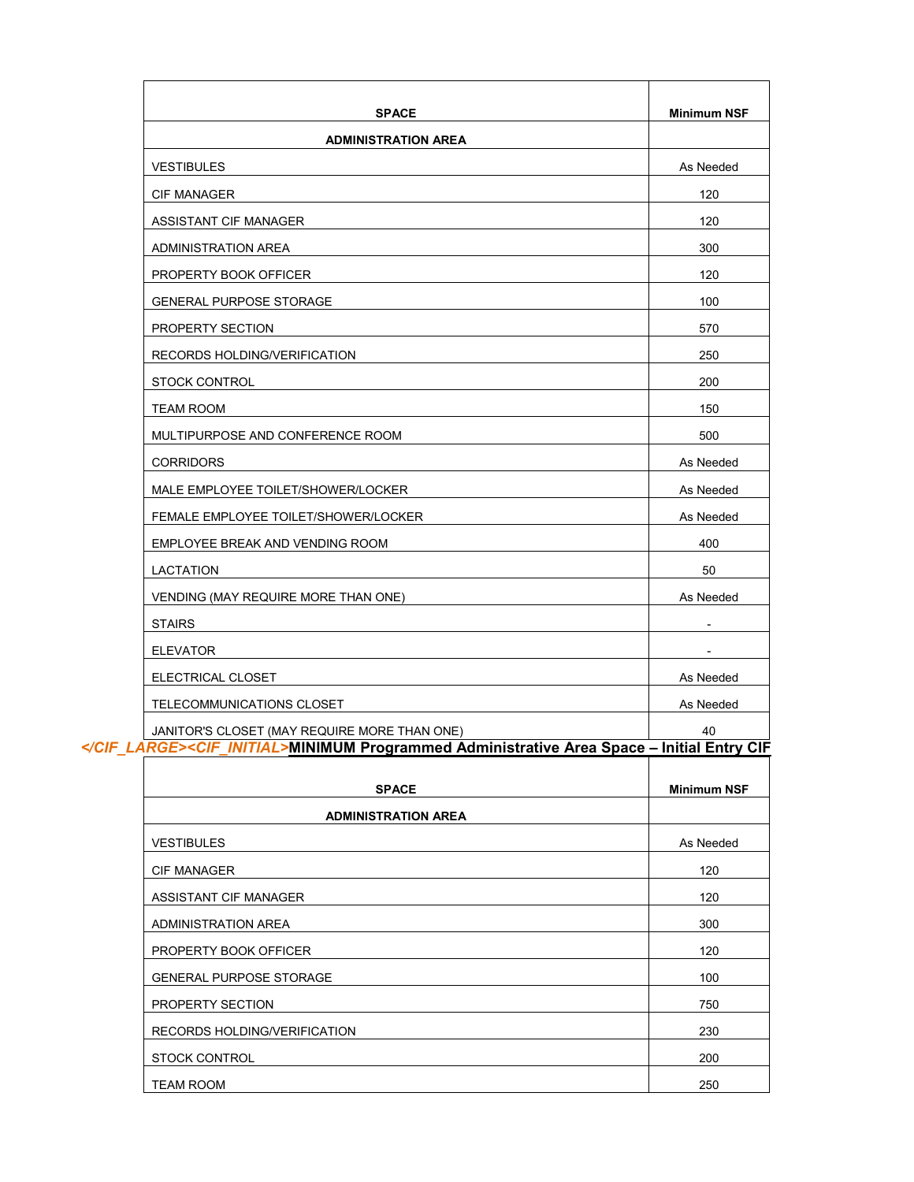| SPACE | Minimum NSF |
|---|---|
| **ADMINISTRATION AREA** | |
| VESTIBULES | As Needed |
| CIF MANAGER | 120 |
| ASSISTANT CIF MANAGER | 120 |
| ADMINISTRATION AREA | 300 |
| PROPERTY BOOK OFFICER | 120 |
| GENERAL PURPOSE STORAGE | 100 |
| PROPERTY SECTION | 570 |
| RECORDS HOLDING/VERIFICATION | 250 |
| STOCK CONTROL | 200 |
| TEAM ROOM | 150 |
| MULTIPURPOSE AND CONFERENCE ROOM | 500 |
| CORRIDORS | As Needed |
| MALE EMPLOYEE TOILET/SHOWER/LOCKER | As Needed |
| FEMALE EMPLOYEE TOILET/SHOWER/LOCKER | As Needed |
| EMPLOYEE BREAK AND VENDING ROOM | 400 |
| LACTATION | 50 |
| VENDING (MAY REQUIRE MORE THAN ONE) | As Needed |
| STAIRS | - |
| ELEVATOR | - |
| ELECTRICAL CLOSET | As Needed |
| TELECOMMUNICATIONS CLOSET | As Needed |
| JANITOR'S CLOSET (MAY REQUIRE MORE THAN ONE) | 40 |

*</CIF_LARGE><CIF_INITIAL>***MINIMUM Programmed Administrative Area Space – Initial Entry CIF**

| SPACE | Minimum NSF |
|---|---|
| **ADMINISTRATION AREA** | |
| VESTIBULES | As Needed |
| CIF MANAGER | 120 |
| ASSISTANT CIF MANAGER | 120 |
| ADMINISTRATION AREA | 300 |
| PROPERTY BOOK OFFICER | 120 |
| GENERAL PURPOSE STORAGE | 100 |
| PROPERTY SECTION | 750 |
| RECORDS HOLDING/VERIFICATION | 230 |
| STOCK CONTROL | 200 |
| TEAM ROOM | 250 |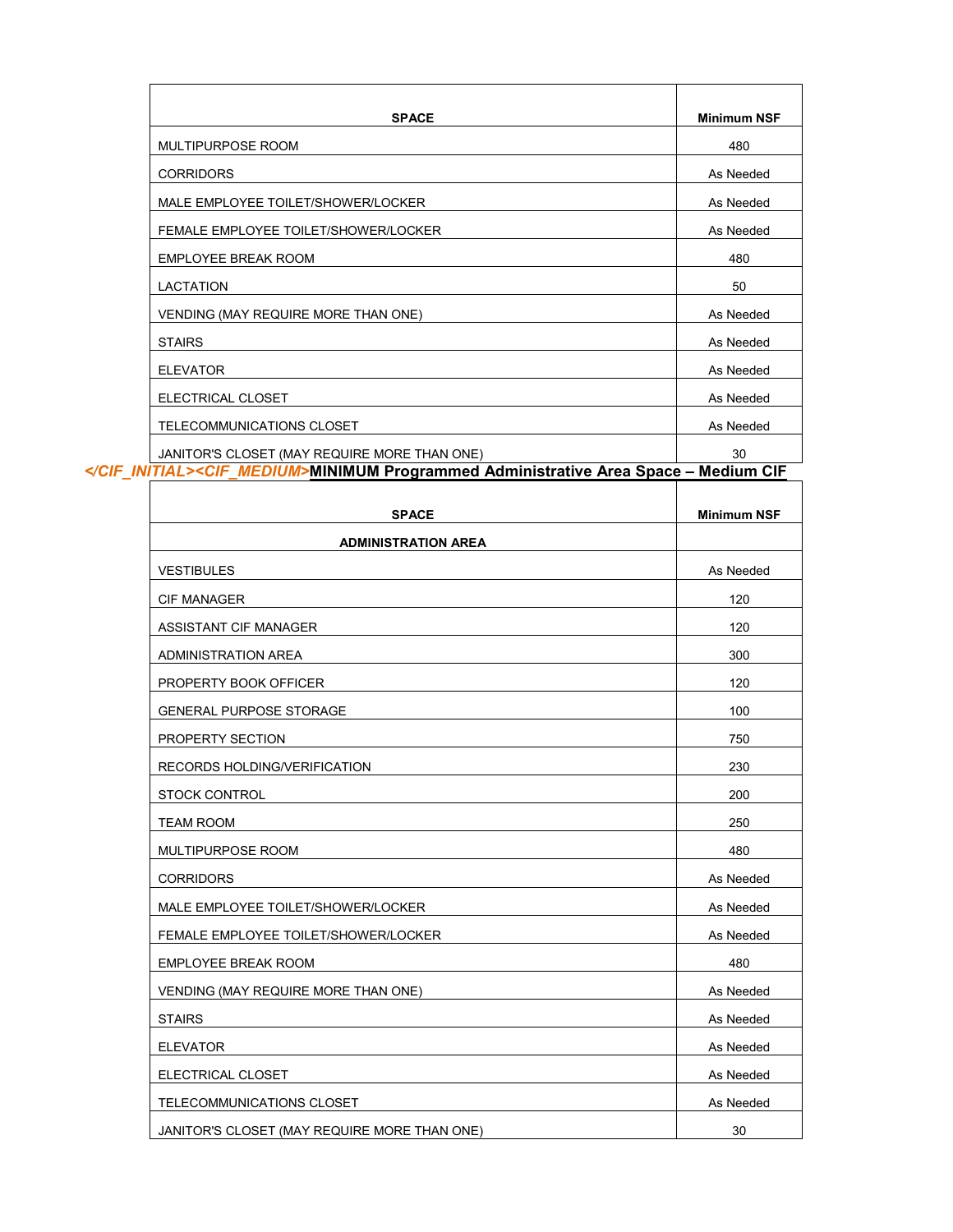| SPACE | Minimum NSF |
|---|---|
| MULTIPURPOSE ROOM | 480 |
| CORRIDORS | As Needed |
| MALE EMPLOYEE TOILET/SHOWER/LOCKER | As Needed |
| FEMALE EMPLOYEE TOILET/SHOWER/LOCKER | As Needed |
| EMPLOYEE BREAK ROOM | 480 |
| LACTATION | 50 |
| VENDING (MAY REQUIRE MORE THAN ONE) | As Needed |
| STAIRS | As Needed |
| ELEVATOR | As Needed |
| ELECTRICAL CLOSET | As Needed |
| TELECOMMUNICATIONS CLOSET | As Needed |
| JANITOR'S CLOSET (MAY REQUIRE MORE THAN ONE) | 30 |

*</CIF_INITIAL><CIF_MEDIUM>***MINIMUM Programmed Administrative Area Space – Medium CIF**

| SPACE | Minimum NSF |
|---|---|
| **ADMINISTRATION AREA** | |
| VESTIBULES | As Needed |
| CIF MANAGER | 120 |
| ASSISTANT CIF MANAGER | 120 |
| ADMINISTRATION AREA | 300 |
| PROPERTY BOOK OFFICER | 120 |
| GENERAL PURPOSE STORAGE | 100 |
| PROPERTY SECTION | 750 |
| RECORDS HOLDING/VERIFICATION | 230 |
| STOCK CONTROL | 200 |
| TEAM ROOM | 250 |
| MULTIPURPOSE ROOM | 480 |
| CORRIDORS | As Needed |
| MALE EMPLOYEE TOILET/SHOWER/LOCKER | As Needed |
| FEMALE EMPLOYEE TOILET/SHOWER/LOCKER | As Needed |
| EMPLOYEE BREAK ROOM | 480 |
| VENDING (MAY REQUIRE MORE THAN ONE) | As Needed |
| STAIRS | As Needed |
| ELEVATOR | As Needed |
| ELECTRICAL CLOSET | As Needed |
| TELECOMMUNICATIONS CLOSET | As Needed |
| JANITOR'S CLOSET (MAY REQUIRE MORE THAN ONE) | 30 |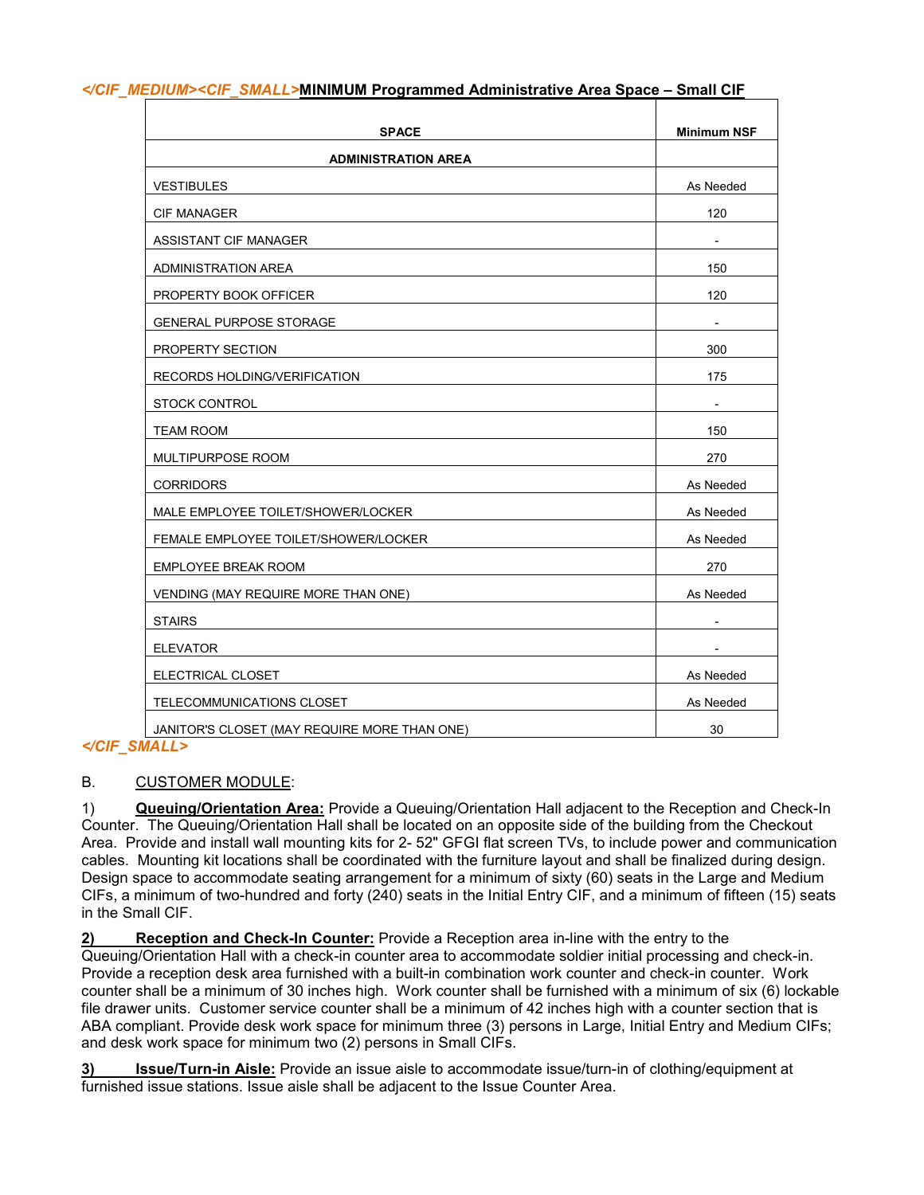*</CIF_MEDIUM><CIF_SMALL>***MINIMUM Programmed Administrative Area Space – Small CIF**

| SPACE | Minimum NSF |
|---|---|
| **ADMINISTRATION AREA** | |
| VESTIBULES | As Needed |
| CIF MANAGER | 120 |
| ASSISTANT CIF MANAGER | - |
| ADMINISTRATION AREA | 150 |
| PROPERTY BOOK OFFICER | 120 |
| GENERAL PURPOSE STORAGE | - |
| PROPERTY SECTION | 300 |
| RECORDS HOLDING/VERIFICATION | 175 |
| STOCK CONTROL | - |
| TEAM ROOM | 150 |
| MULTIPURPOSE ROOM | 270 |
| CORRIDORS | As Needed |
| MALE EMPLOYEE TOILET/SHOWER/LOCKER | As Needed |
| FEMALE EMPLOYEE TOILET/SHOWER/LOCKER | As Needed |
| EMPLOYEE BREAK ROOM | 270 |
| VENDING (MAY REQUIRE MORE THAN ONE) | As Needed |
| STAIRS | - |
| ELEVATOR | - |
| ELECTRICAL CLOSET | As Needed |
| TELECOMMUNICATIONS CLOSET | As Needed |
| JANITOR'S CLOSET (MAY REQUIRE MORE THAN ONE) | 30 |

*</CIF_SMALL>*

B. CUSTOMER MODULE:

1) **Queuing/Orientation Area:** Provide a Queuing/Orientation Hall adjacent to the Reception and Check-In Counter. The Queuing/Orientation Hall shall be located on an opposite side of the building from the Checkout Area. Provide and install wall mounting kits for 2- 52" GFGI flat screen TVs, to include power and communication cables. Mounting kit locations shall be coordinated with the furniture layout and shall be finalized during design. Design space to accommodate seating arrangement for a minimum of sixty (60) seats in the Large and Medium CIFs, a minimum of two-hundred and forty (240) seats in the Initial Entry CIF, and a minimum of fifteen (15) seats in the Small CIF.

**2) Reception and Check-In Counter:** Provide a Reception area in-line with the entry to the Queuing/Orientation Hall with a check-in counter area to accommodate soldier initial processing and check-in. Provide a reception desk area furnished with a built-in combination work counter and check-in counter. Work counter shall be a minimum of 30 inches high. Work counter shall be furnished with a minimum of six (6) lockable file drawer units. Customer service counter shall be a minimum of 42 inches high with a counter section that is ABA compliant. Provide desk work space for minimum three (3) persons in Large, Initial Entry and Medium CIFs; and desk work space for minimum two (2) persons in Small CIFs.

**3) Issue/Turn-in Aisle:** Provide an issue aisle to accommodate issue/turn-in of clothing/equipment at furnished issue stations. Issue aisle shall be adjacent to the Issue Counter Area.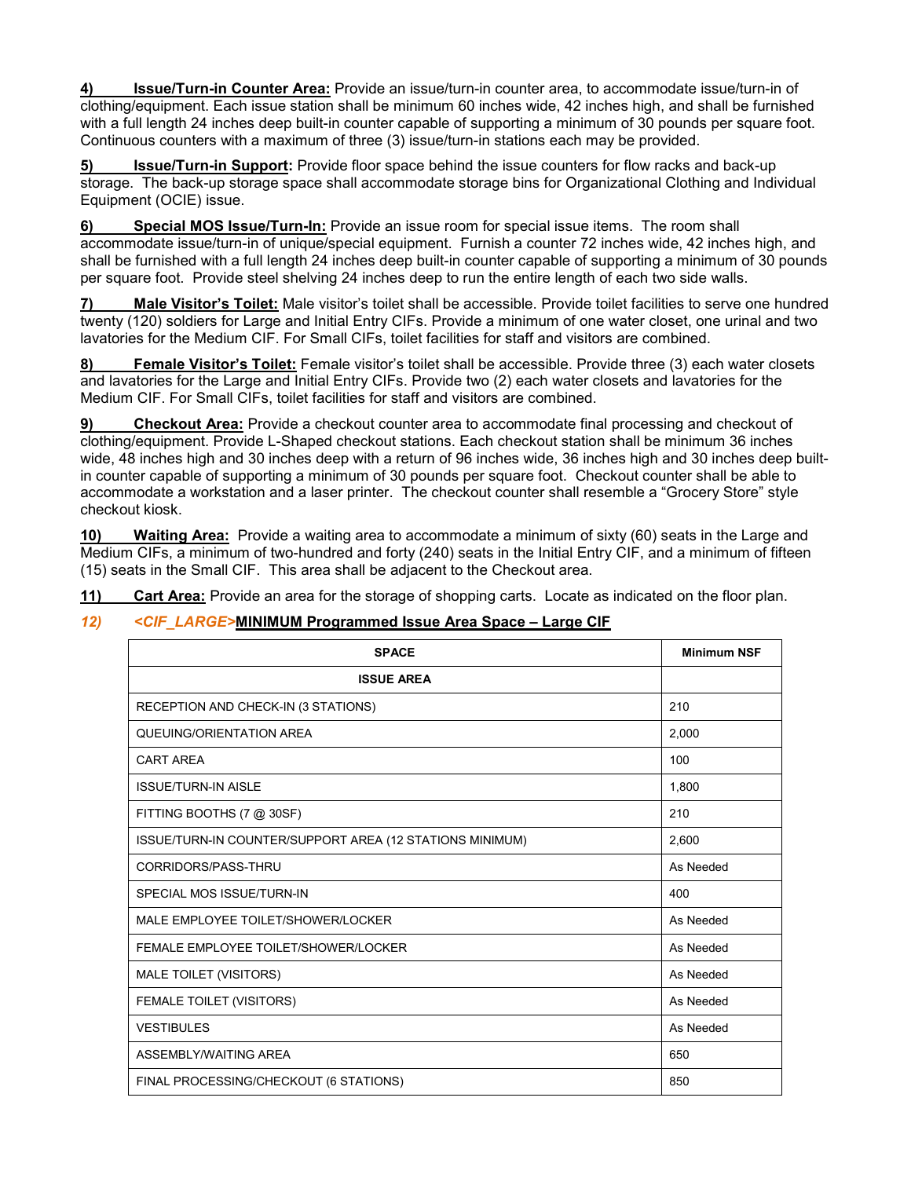**4) Issue/Turn-in Counter Area:** Provide an issue/turn-in counter area, to accommodate issue/turn-in of clothing/equipment. Each issue station shall be minimum 60 inches wide, 42 inches high, and shall be furnished with a full length 24 inches deep built-in counter capable of supporting a minimum of 30 pounds per square foot. Continuous counters with a maximum of three (3) issue/turn-in stations each may be provided.

**5) Issue/Turn-in Support:** Provide floor space behind the issue counters for flow racks and back-up storage. The back-up storage space shall accommodate storage bins for Organizational Clothing and Individual Equipment (OCIE) issue.

**6) Special MOS Issue/Turn-In:** Provide an issue room for special issue items. The room shall accommodate issue/turn-in of unique/special equipment. Furnish a counter 72 inches wide, 42 inches high, and shall be furnished with a full length 24 inches deep built-in counter capable of supporting a minimum of 30 pounds per square foot. Provide steel shelving 24 inches deep to run the entire length of each two side walls.

**7) Male Visitor's Toilet:** Male visitor's toilet shall be accessible. Provide toilet facilities to serve one hundred twenty (120) soldiers for Large and Initial Entry CIFs. Provide a minimum of one water closet, one urinal and two lavatories for the Medium CIF. For Small CIFs, toilet facilities for staff and visitors are combined.

**8) Female Visitor's Toilet:** Female visitor's toilet shall be accessible. Provide three (3) each water closets and lavatories for the Large and Initial Entry CIFs. Provide two (2) each water closets and lavatories for the Medium CIF. For Small CIFs, toilet facilities for staff and visitors are combined.

**9) Checkout Area:** Provide a checkout counter area to accommodate final processing and checkout of clothing/equipment. Provide L-Shaped checkout stations. Each checkout station shall be minimum 36 inches wide, 48 inches high and 30 inches deep with a return of 96 inches wide, 36 inches high and 30 inches deep built-in counter capable of supporting a minimum of 30 pounds per square foot. Checkout counter shall be able to accommodate a workstation and a laser printer. The checkout counter shall resemble a "Grocery Store" style checkout kiosk.

**10) Waiting Area:** Provide a waiting area to accommodate a minimum of sixty (60) seats in the Large and Medium CIFs, a minimum of two-hundred and forty (240) seats in the Initial Entry CIF, and a minimum of fifteen (15) seats in the Small CIF. This area shall be adjacent to the Checkout area.

**11) Cart Area:** Provide an area for the storage of shopping carts. Locate as indicated on the floor plan.

*12) <CIF_LARGE>***MINIMUM Programmed Issue Area Space – Large CIF**

| SPACE | Minimum NSF |
|---|---|
| **ISSUE AREA** | |
| RECEPTION AND CHECK-IN (3 STATIONS) | 210 |
| QUEUING/ORIENTATION AREA | 2,000 |
| CART AREA | 100 |
| ISSUE/TURN-IN AISLE | 1,800 |
| FITTING BOOTHS (7 @ 30SF) | 210 |
| ISSUE/TURN-IN COUNTER/SUPPORT AREA (12 STATIONS MINIMUM) | 2,600 |
| CORRIDORS/PASS-THRU | As Needed |
| SPECIAL MOS ISSUE/TURN-IN | 400 |
| MALE EMPLOYEE TOILET/SHOWER/LOCKER | As Needed |
| FEMALE EMPLOYEE TOILET/SHOWER/LOCKER | As Needed |
| MALE TOILET (VISITORS) | As Needed |
| FEMALE TOILET (VISITORS) | As Needed |
| VESTIBULES | As Needed |
| ASSEMBLY/WAITING AREA | 650 |
| FINAL PROCESSING/CHECKOUT (6 STATIONS) | 850 |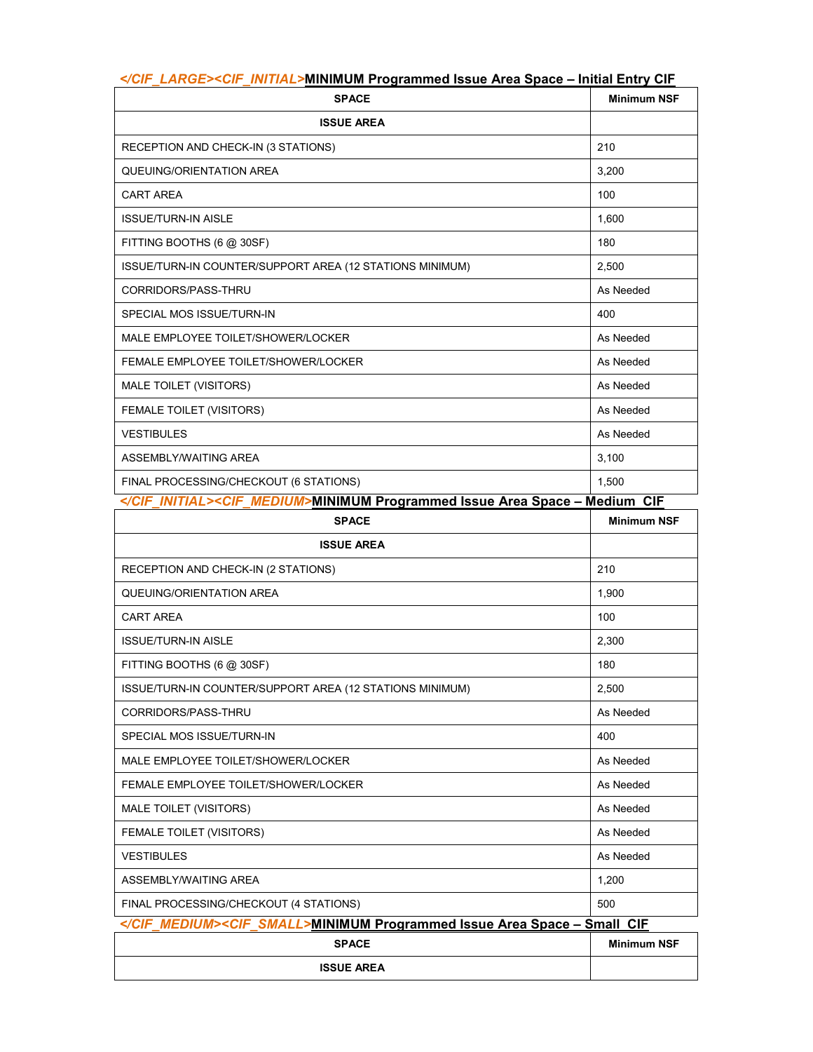**</CIF_LARGE><CIF_INITIAL>MINIMUM Programmed Issue Area Space – Initial Entry CIF**

| SPACE | Minimum NSF |
|---|---|
| **ISSUE AREA** | |
| RECEPTION AND CHECK-IN (3 STATIONS) | 210 |
| QUEUING/ORIENTATION AREA | 3,200 |
| CART AREA | 100 |
| ISSUE/TURN-IN AISLE | 1,600 |
| FITTING BOOTHS (6 @ 30SF) | 180 |
| ISSUE/TURN-IN COUNTER/SUPPORT AREA (12 STATIONS MINIMUM) | 2,500 |
| CORRIDORS/PASS-THRU | As Needed |
| SPECIAL MOS ISSUE/TURN-IN | 400 |
| MALE EMPLOYEE TOILET/SHOWER/LOCKER | As Needed |
| FEMALE EMPLOYEE TOILET/SHOWER/LOCKER | As Needed |
| MALE TOILET (VISITORS) | As Needed |
| FEMALE TOILET (VISITORS) | As Needed |
| VESTIBULES | As Needed |
| ASSEMBLY/WAITING AREA | 3,100 |
| FINAL PROCESSING/CHECKOUT (6 STATIONS) | 1,500 |

**</CIF_INITIAL><CIF_MEDIUM>MINIMUM Programmed Issue Area Space – Medium CIF**

| SPACE | Minimum NSF |
|---|---|
| **ISSUE AREA** | |
| RECEPTION AND CHECK-IN (2 STATIONS) | 210 |
| QUEUING/ORIENTATION AREA | 1,900 |
| CART AREA | 100 |
| ISSUE/TURN-IN AISLE | 2,300 |
| FITTING BOOTHS (6 @ 30SF) | 180 |
| ISSUE/TURN-IN COUNTER/SUPPORT AREA (12 STATIONS MINIMUM) | 2,500 |
| CORRIDORS/PASS-THRU | As Needed |
| SPECIAL MOS ISSUE/TURN-IN | 400 |
| MALE EMPLOYEE TOILET/SHOWER/LOCKER | As Needed |
| FEMALE EMPLOYEE TOILET/SHOWER/LOCKER | As Needed |
| MALE TOILET (VISITORS) | As Needed |
| FEMALE TOILET (VISITORS) | As Needed |
| VESTIBULES | As Needed |
| ASSEMBLY/WAITING AREA | 1,200 |
| FINAL PROCESSING/CHECKOUT (4 STATIONS) | 500 |

**</CIF_MEDIUM><CIF_SMALL>MINIMUM Programmed Issue Area Space – Small CIF**

| SPACE | Minimum NSF |
|---|---|
| **ISSUE AREA** | |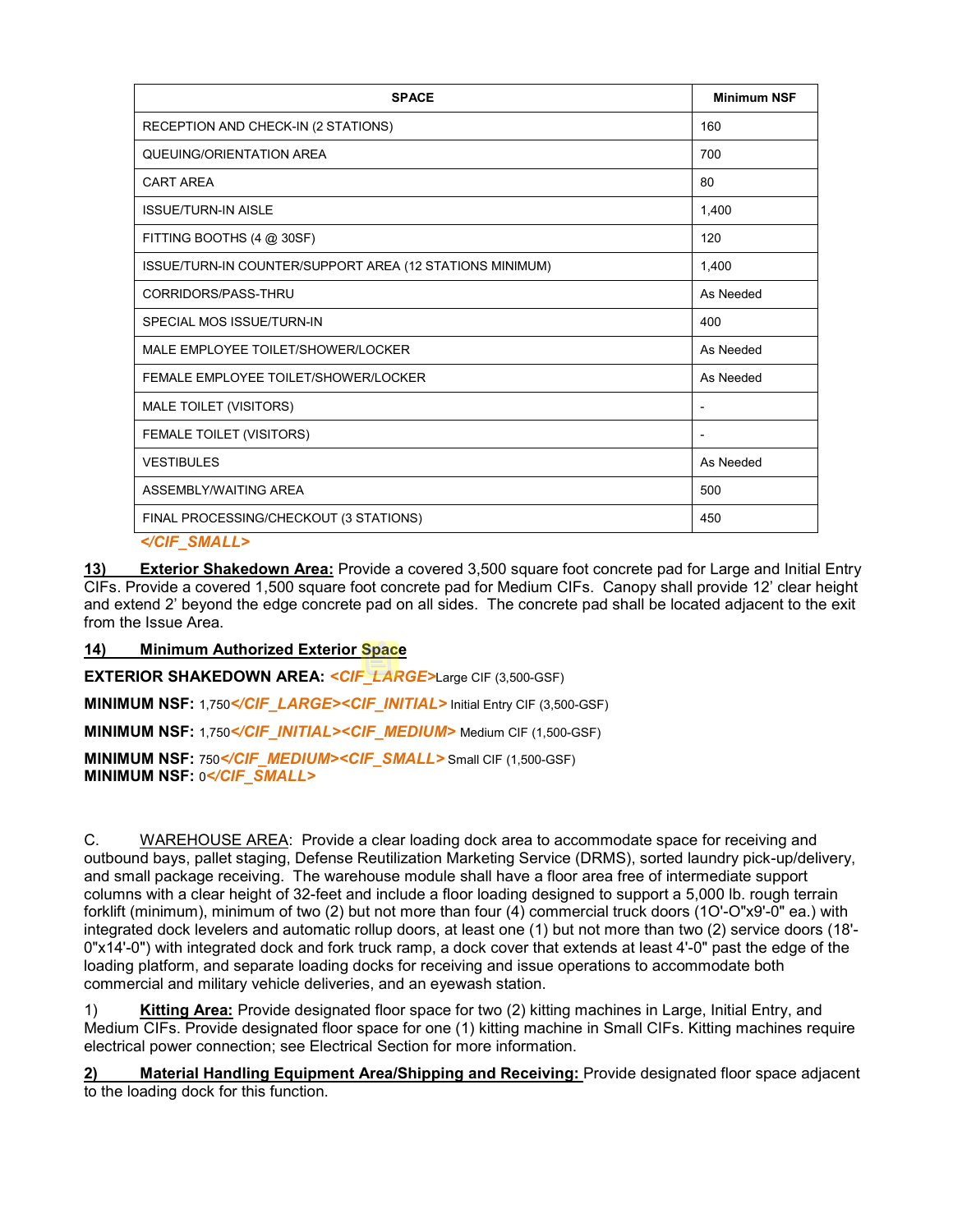| SPACE | Minimum NSF |
|---|---|
| RECEPTION AND CHECK-IN (2 STATIONS) | 160 |
| QUEUING/ORIENTATION AREA | 700 |
| CART AREA | 80 |
| ISSUE/TURN-IN AISLE | 1,400 |
| FITTING BOOTHS (4 @ 30SF) | 120 |
| ISSUE/TURN-IN COUNTER/SUPPORT AREA (12 STATIONS MINIMUM) | 1,400 |
| CORRIDORS/PASS-THRU | As Needed |
| SPECIAL MOS ISSUE/TURN-IN | 400 |
| MALE EMPLOYEE TOILET/SHOWER/LOCKER | As Needed |
| FEMALE EMPLOYEE TOILET/SHOWER/LOCKER | As Needed |
| MALE TOILET (VISITORS) | - |
| FEMALE TOILET (VISITORS) | - |
| VESTIBULES | As Needed |
| ASSEMBLY/WAITING AREA | 500 |
| FINAL PROCESSING/CHECKOUT (3 STATIONS) | 450 |

*</CIF_SMALL>*

**13) Exterior Shakedown Area:** Provide a covered 3,500 square foot concrete pad for Large and Initial Entry CIFs. Provide a covered 1,500 square foot concrete pad for Medium CIFs. Canopy shall provide 12' clear height and extend 2' beyond the edge concrete pad on all sides. The concrete pad shall be located adjacent to the exit from the Issue Area.

**14) Minimum Authorized Exterior Space**

**EXTERIOR SHAKEDOWN AREA:** *<CIF_LARGE>* Large CIF (3,500-GSF)

**MINIMUM NSF:** 1,750*</CIF_LARGE><CIF_INITIAL>* Initial Entry CIF (3,500-GSF)

**MINIMUM NSF:** 1,750*</CIF_INITIAL><CIF_MEDIUM>* Medium CIF (1,500-GSF)

**MINIMUM NSF:** 750*</CIF_MEDIUM><CIF_SMALL>* Small CIF (1,500-GSF)
**MINIMUM NSF:** 0*</CIF_SMALL>*

C. WAREHOUSE AREA: Provide a clear loading dock area to accommodate space for receiving and outbound bays, pallet staging, Defense Reutilization Marketing Service (DRMS), sorted laundry pick-up/delivery, and small package receiving. The warehouse module shall have a floor area free of intermediate support columns with a clear height of 32-feet and include a floor loading designed to support a 5,000 lb. rough terrain forklift (minimum), minimum of two (2) but not more than four (4) commercial truck doors (1O'-O"x9'-0" ea.) with integrated dock levelers and automatic rollup doors, at least one (1) but not more than two (2) service doors (18'-0"x14'-0") with integrated dock and fork truck ramp, a dock cover that extends at least 4'-0" past the edge of the loading platform, and separate loading docks for receiving and issue operations to accommodate both commercial and military vehicle deliveries, and an eyewash station.

1) **Kitting Area:** Provide designated floor space for two (2) kitting machines in Large, Initial Entry, and Medium CIFs. Provide designated floor space for one (1) kitting machine in Small CIFs. Kitting machines require electrical power connection; see Electrical Section for more information.

**2) Material Handling Equipment Area/Shipping and Receiving:** Provide designated floor space adjacent to the loading dock for this function.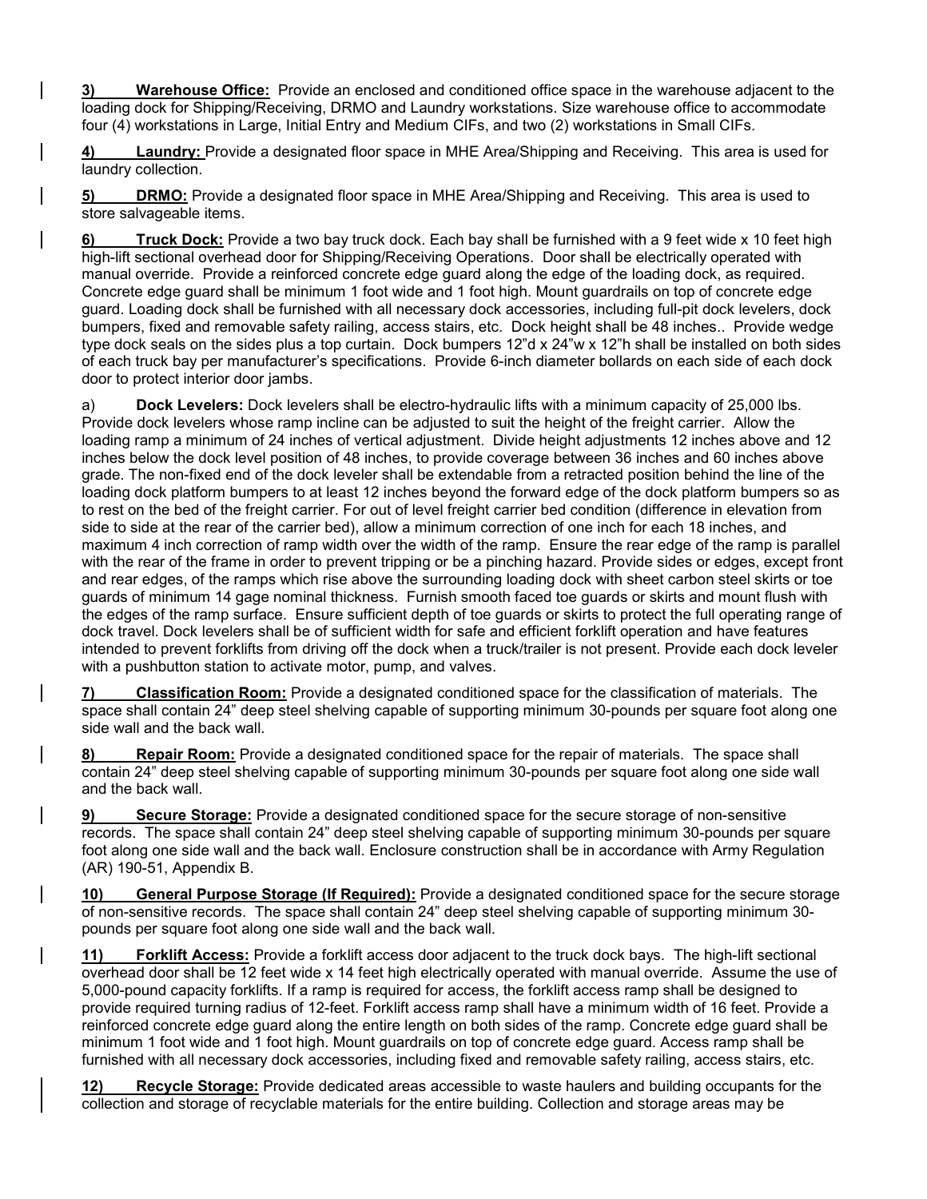**3) Warehouse Office:** Provide an enclosed and conditioned office space in the warehouse adjacent to the loading dock for Shipping/Receiving, DRMO and Laundry workstations. Size warehouse office to accommodate four (4) workstations in Large, Initial Entry and Medium CIFs, and two (2) workstations in Small CIFs.

**4) Laundry:** Provide a designated floor space in MHE Area/Shipping and Receiving. This area is used for laundry collection.

**5) DRMO:** Provide a designated floor space in MHE Area/Shipping and Receiving. This area is used to store salvageable items.

**6) Truck Dock:** Provide a two bay truck dock. Each bay shall be furnished with a 9 feet wide x 10 feet high high-lift sectional overhead door for Shipping/Receiving Operations. Door shall be electrically operated with manual override. Provide a reinforced concrete edge guard along the edge of the loading dock, as required. Concrete edge guard shall be minimum 1 foot wide and 1 foot high. Mount guardrails on top of concrete edge guard. Loading dock shall be furnished with all necessary dock accessories, including full-pit dock levelers, dock bumpers, fixed and removable safety railing, access stairs, etc. Dock height shall be 48 inches.. Provide wedge type dock seals on the sides plus a top curtain. Dock bumpers 12"d x 24"w x 12"h shall be installed on both sides of each truck bay per manufacturer's specifications. Provide 6-inch diameter bollards on each side of each dock door to protect interior door jambs.

a) **Dock Levelers:** Dock levelers shall be electro-hydraulic lifts with a minimum capacity of 25,000 lbs. Provide dock levelers whose ramp incline can be adjusted to suit the height of the freight carrier. Allow the loading ramp a minimum of 24 inches of vertical adjustment. Divide height adjustments 12 inches above and 12 inches below the dock level position of 48 inches, to provide coverage between 36 inches and 60 inches above grade. The non-fixed end of the dock leveler shall be extendable from a retracted position behind the line of the loading dock platform bumpers to at least 12 inches beyond the forward edge of the dock platform bumpers so as to rest on the bed of the freight carrier. For out of level freight carrier bed condition (difference in elevation from side to side at the rear of the carrier bed), allow a minimum correction of one inch for each 18 inches, and maximum 4 inch correction of ramp width over the width of the ramp. Ensure the rear edge of the ramp is parallel with the rear of the frame in order to prevent tripping or be a pinching hazard. Provide sides or edges, except front and rear edges, of the ramps which rise above the surrounding loading dock with sheet carbon steel skirts or toe guards of minimum 14 gage nominal thickness. Furnish smooth faced toe guards or skirts and mount flush with the edges of the ramp surface. Ensure sufficient depth of toe guards or skirts to protect the full operating range of dock travel. Dock levelers shall be of sufficient width for safe and efficient forklift operation and have features intended to prevent forklifts from driving off the dock when a truck/trailer is not present. Provide each dock leveler with a pushbutton station to activate motor, pump, and valves.

**7) Classification Room:** Provide a designated conditioned space for the classification of materials. The space shall contain 24" deep steel shelving capable of supporting minimum 30-pounds per square foot along one side wall and the back wall.

**8) Repair Room:** Provide a designated conditioned space for the repair of materials. The space shall contain 24" deep steel shelving capable of supporting minimum 30-pounds per square foot along one side wall and the back wall.

**9) Secure Storage:** Provide a designated conditioned space for the secure storage of non-sensitive records. The space shall contain 24" deep steel shelving capable of supporting minimum 30-pounds per square foot along one side wall and the back wall. Enclosure construction shall be in accordance with Army Regulation (AR) 190-51, Appendix B.

**10) General Purpose Storage (If Required):** Provide a designated conditioned space for the secure storage of non-sensitive records. The space shall contain 24" deep steel shelving capable of supporting minimum 30-pounds per square foot along one side wall and the back wall.

**11) Forklift Access:** Provide a forklift access door adjacent to the truck dock bays. The high-lift sectional overhead door shall be 12 feet wide x 14 feet high electrically operated with manual override. Assume the use of 5,000-pound capacity forklifts. If a ramp is required for access, the forklift access ramp shall be designed to provide required turning radius of 12-feet. Forklift access ramp shall have a minimum width of 16 feet. Provide a reinforced concrete edge guard along the entire length on both sides of the ramp. Concrete edge guard shall be minimum 1 foot wide and 1 foot high. Mount guardrails on top of concrete edge guard. Access ramp shall be furnished with all necessary dock accessories, including fixed and removable safety railing, access stairs, etc.

**12) Recycle Storage:** Provide dedicated areas accessible to waste haulers and building occupants for the collection and storage of recyclable materials for the entire building. Collection and storage areas may be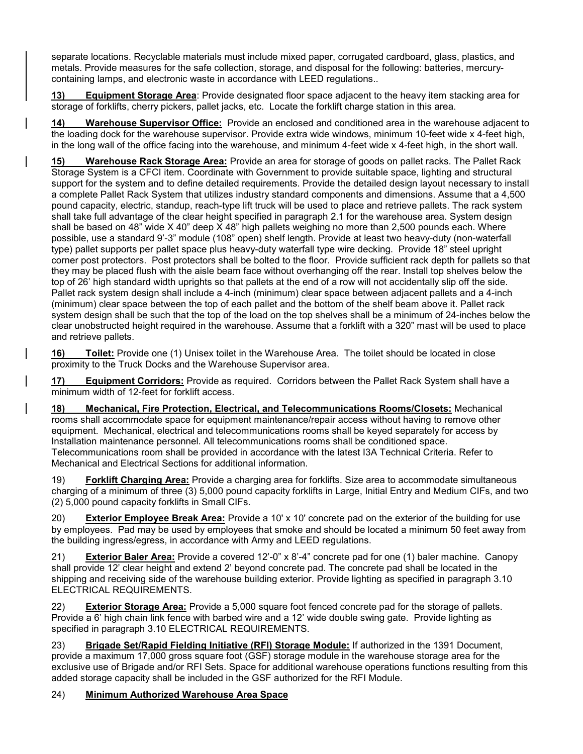separate locations. Recyclable materials must include mixed paper, corrugated cardboard, glass, plastics, and metals. Provide measures for the safe collection, storage, and disposal for the following: batteries, mercury-containing lamps, and electronic waste in accordance with LEED regulations..

**13) Equipment Storage Area**: Provide designated floor space adjacent to the heavy item stacking area for storage of forklifts, cherry pickers, pallet jacks, etc. Locate the forklift charge station in this area.

**14) Warehouse Supervisor Office:** Provide an enclosed and conditioned area in the warehouse adjacent to the loading dock for the warehouse supervisor. Provide extra wide windows, minimum 10-feet wide x 4-feet high, in the long wall of the office facing into the warehouse, and minimum 4-feet wide x 4-feet high, in the short wall.

**15) Warehouse Rack Storage Area:** Provide an area for storage of goods on pallet racks. The Pallet Rack Storage System is a CFCI item. Coordinate with Government to provide suitable space, lighting and structural support for the system and to define detailed requirements. Provide the detailed design layout necessary to install a complete Pallet Rack System that utilizes industry standard components and dimensions. Assume that a 4,500 pound capacity, electric, standup, reach-type lift truck will be used to place and retrieve pallets. The rack system shall take full advantage of the clear height specified in paragraph 2.1 for the warehouse area. System design shall be based on 48" wide X 40" deep X 48" high pallets weighing no more than 2,500 pounds each. Where possible, use a standard 9'-3" module (108" open) shelf length. Provide at least two heavy-duty (non-waterfall type) pallet supports per pallet space plus heavy-duty waterfall type wire decking. Provide 18" steel upright corner post protectors. Post protectors shall be bolted to the floor. Provide sufficient rack depth for pallets so that they may be placed flush with the aisle beam face without overhanging off the rear. Install top shelves below the top of 26' high standard width uprights so that pallets at the end of a row will not accidentally slip off the side. Pallet rack system design shall include a 4-inch (minimum) clear space between adjacent pallets and a 4-inch (minimum) clear space between the top of each pallet and the bottom of the shelf beam above it. Pallet rack system design shall be such that the top of the load on the top shelves shall be a minimum of 24-inches below the clear unobstructed height required in the warehouse. Assume that a forklift with a 320" mast will be used to place and retrieve pallets.

**16) Toilet:** Provide one (1) Unisex toilet in the Warehouse Area. The toilet should be located in close proximity to the Truck Docks and the Warehouse Supervisor area.

**17) Equipment Corridors:** Provide as required. Corridors between the Pallet Rack System shall have a minimum width of 12-feet for forklift access.

**18) Mechanical, Fire Protection, Electrical, and Telecommunications Rooms/Closets:** Mechanical rooms shall accommodate space for equipment maintenance/repair access without having to remove other equipment. Mechanical, electrical and telecommunications rooms shall be keyed separately for access by Installation maintenance personnel. All telecommunications rooms shall be conditioned space. Telecommunications room shall be provided in accordance with the latest I3A Technical Criteria. Refer to Mechanical and Electrical Sections for additional information.

19) **Forklift Charging Area:** Provide a charging area for forklifts. Size area to accommodate simultaneous charging of a minimum of three (3) 5,000 pound capacity forklifts in Large, Initial Entry and Medium CIFs, and two (2) 5,000 pound capacity forklifts in Small CIFs.

20) **Exterior Employee Break Area:** Provide a 10' x 10' concrete pad on the exterior of the building for use by employees. Pad may be used by employees that smoke and should be located a minimum 50 feet away from the building ingress/egress, in accordance with Army and LEED regulations.

21) **Exterior Baler Area:** Provide a covered 12'-0" x 8'-4" concrete pad for one (1) baler machine. Canopy shall provide 12' clear height and extend 2' beyond concrete pad. The concrete pad shall be located in the shipping and receiving side of the warehouse building exterior. Provide lighting as specified in paragraph 3.10 ELECTRICAL REQUIREMENTS.

22) **Exterior Storage Area:** Provide a 5,000 square foot fenced concrete pad for the storage of pallets. Provide a 6' high chain link fence with barbed wire and a 12' wide double swing gate. Provide lighting as specified in paragraph 3.10 ELECTRICAL REQUIREMENTS.

23) **Brigade Set/Rapid Fielding Initiative (RFI) Storage Module:** If authorized in the 1391 Document, provide a maximum 17,000 gross square foot (GSF) storage module in the warehouse storage area for the exclusive use of Brigade and/or RFI Sets. Space for additional warehouse operations functions resulting from this added storage capacity shall be included in the GSF authorized for the RFI Module.

24) **Minimum Authorized Warehouse Area Space**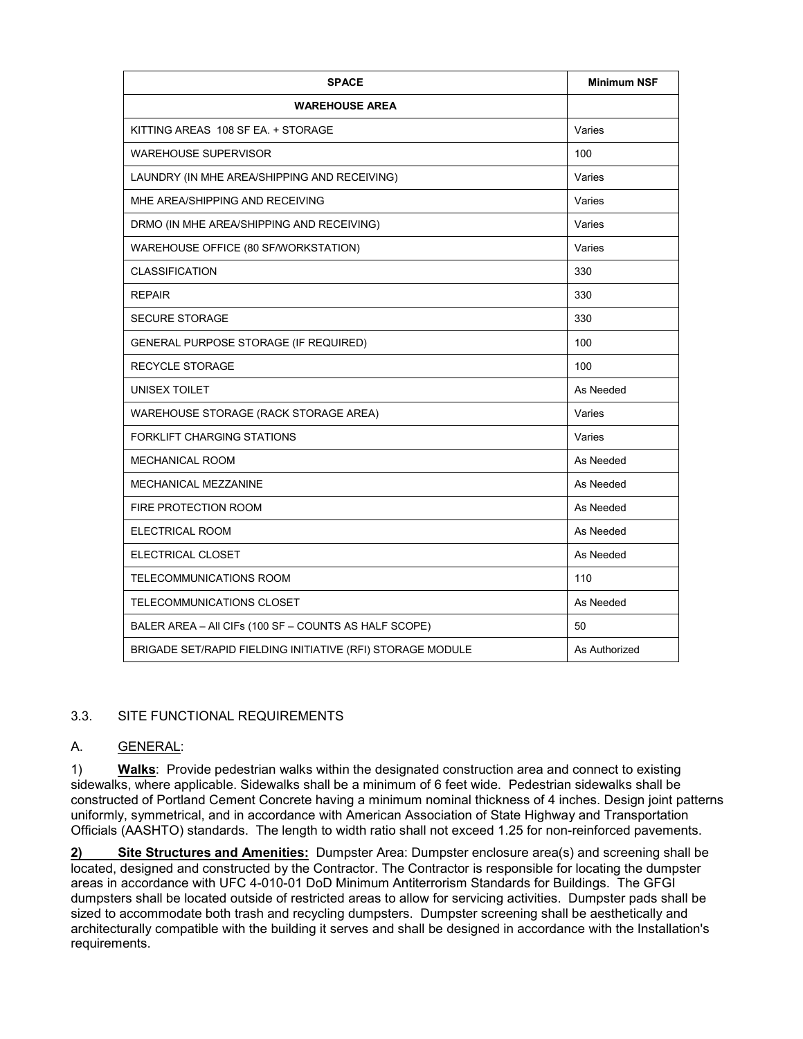| SPACE | Minimum NSF |
|---|---|
| **WAREHOUSE AREA** | |
| KITTING AREAS 108 SF EA. + STORAGE | Varies |
| WAREHOUSE SUPERVISOR | 100 |
| LAUNDRY (IN MHE AREA/SHIPPING AND RECEIVING) | Varies |
| MHE AREA/SHIPPING AND RECEIVING | Varies |
| DRMO (IN MHE AREA/SHIPPING AND RECEIVING) | Varies |
| WAREHOUSE OFFICE (80 SF/WORKSTATION) | Varies |
| CLASSIFICATION | 330 |
| REPAIR | 330 |
| SECURE STORAGE | 330 |
| GENERAL PURPOSE STORAGE (IF REQUIRED) | 100 |
| RECYCLE STORAGE | 100 |
| UNISEX TOILET | As Needed |
| WAREHOUSE STORAGE (RACK STORAGE AREA) | Varies |
| FORKLIFT CHARGING STATIONS | Varies |
| MECHANICAL ROOM | As Needed |
| MECHANICAL MEZZANINE | As Needed |
| FIRE PROTECTION ROOM | As Needed |
| ELECTRICAL ROOM | As Needed |
| ELECTRICAL CLOSET | As Needed |
| TELECOMMUNICATIONS ROOM | 110 |
| TELECOMMUNICATIONS CLOSET | As Needed |
| BALER AREA – All CIFs (100 SF – COUNTS AS HALF SCOPE) | 50 |
| BRIGADE SET/RAPID FIELDING INITIATIVE (RFI) STORAGE MODULE | As Authorized |

## 3.3. SITE FUNCTIONAL REQUIREMENTS

### A. GENERAL:

1) **Walks**: Provide pedestrian walks within the designated construction area and connect to existing sidewalks, where applicable. Sidewalks shall be a minimum of 6 feet wide. Pedestrian sidewalks shall be constructed of Portland Cement Concrete having a minimum nominal thickness of 4 inches. Design joint patterns uniformly, symmetrical, and in accordance with American Association of State Highway and Transportation Officials (AASHTO) standards. The length to width ratio shall not exceed 1.25 for non-reinforced pavements.

**2) Site Structures and Amenities:** Dumpster Area: Dumpster enclosure area(s) and screening shall be located, designed and constructed by the Contractor. The Contractor is responsible for locating the dumpster areas in accordance with UFC 4-010-01 DoD Minimum Antiterrorism Standards for Buildings. The GFGI dumpsters shall be located outside of restricted areas to allow for servicing activities. Dumpster pads shall be sized to accommodate both trash and recycling dumpsters. Dumpster screening shall be aesthetically and architecturally compatible with the building it serves and shall be designed in accordance with the Installation's requirements.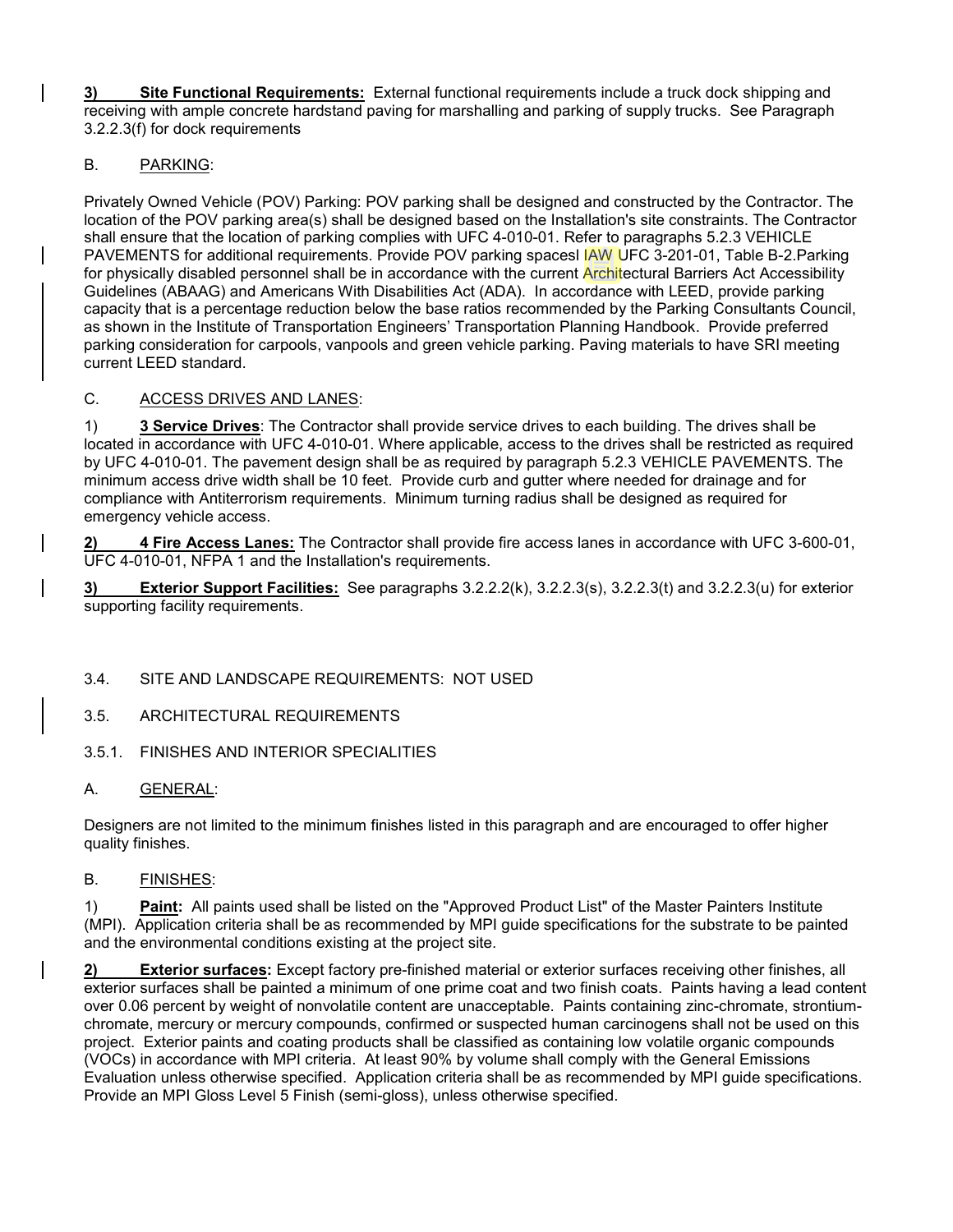**3) Site Functional Requirements:** External functional requirements include a truck dock shipping and receiving with ample concrete hardstand paving for marshalling and parking of supply trucks. See Paragraph 3.2.2.3(f) for dock requirements

B. PARKING:

Privately Owned Vehicle (POV) Parking: POV parking shall be designed and constructed by the Contractor. The location of the POV parking area(s) shall be designed based on the Installation's site constraints. The Contractor shall ensure that the location of parking complies with UFC 4-010-01. Refer to paragraphs 5.2.3 VEHICLE PAVEMENTS for additional requirements. Provide POV parking spacesl IAW UFC 3-201-01, Table B-2.Parking for physically disabled personnel shall be in accordance with the current Architectural Barriers Act Accessibility Guidelines (ABAAG) and Americans With Disabilities Act (ADA). In accordance with LEED, provide parking capacity that is a percentage reduction below the base ratios recommended by the Parking Consultants Council, as shown in the Institute of Transportation Engineers' Transportation Planning Handbook. Provide preferred parking consideration for carpools, vanpools and green vehicle parking. Paving materials to have SRI meeting current LEED standard.

C. ACCESS DRIVES AND LANES:

1) **3 Service Drives**: The Contractor shall provide service drives to each building. The drives shall be located in accordance with UFC 4-010-01. Where applicable, access to the drives shall be restricted as required by UFC 4-010-01. The pavement design shall be as required by paragraph 5.2.3 VEHICLE PAVEMENTS. The minimum access drive width shall be 10 feet. Provide curb and gutter where needed for drainage and for compliance with Antiterrorism requirements. Minimum turning radius shall be designed as required for emergency vehicle access.

**2) 4 Fire Access Lanes:** The Contractor shall provide fire access lanes in accordance with UFC 3-600-01, UFC 4-010-01, NFPA 1 and the Installation's requirements.

**3) Exterior Support Facilities:** See paragraphs 3.2.2.2(k), 3.2.2.3(s), 3.2.2.3(t) and 3.2.2.3(u) for exterior supporting facility requirements.

3.4. SITE AND LANDSCAPE REQUIREMENTS: NOT USED

3.5. ARCHITECTURAL REQUIREMENTS

3.5.1. FINISHES AND INTERIOR SPECIALITIES

A. GENERAL:

Designers are not limited to the minimum finishes listed in this paragraph and are encouraged to offer higher quality finishes.

B. FINISHES:

1) **Paint:** All paints used shall be listed on the "Approved Product List" of the Master Painters Institute (MPI). Application criteria shall be as recommended by MPI guide specifications for the substrate to be painted and the environmental conditions existing at the project site.

**2) Exterior surfaces:** Except factory pre-finished material or exterior surfaces receiving other finishes, all exterior surfaces shall be painted a minimum of one prime coat and two finish coats. Paints having a lead content over 0.06 percent by weight of nonvolatile content are unacceptable. Paints containing zinc-chromate, strontium-chromate, mercury or mercury compounds, confirmed or suspected human carcinogens shall not be used on this project. Exterior paints and coating products shall be classified as containing low volatile organic compounds (VOCs) in accordance with MPI criteria. At least 90% by volume shall comply with the General Emissions Evaluation unless otherwise specified. Application criteria shall be as recommended by MPI guide specifications. Provide an MPI Gloss Level 5 Finish (semi-gloss), unless otherwise specified.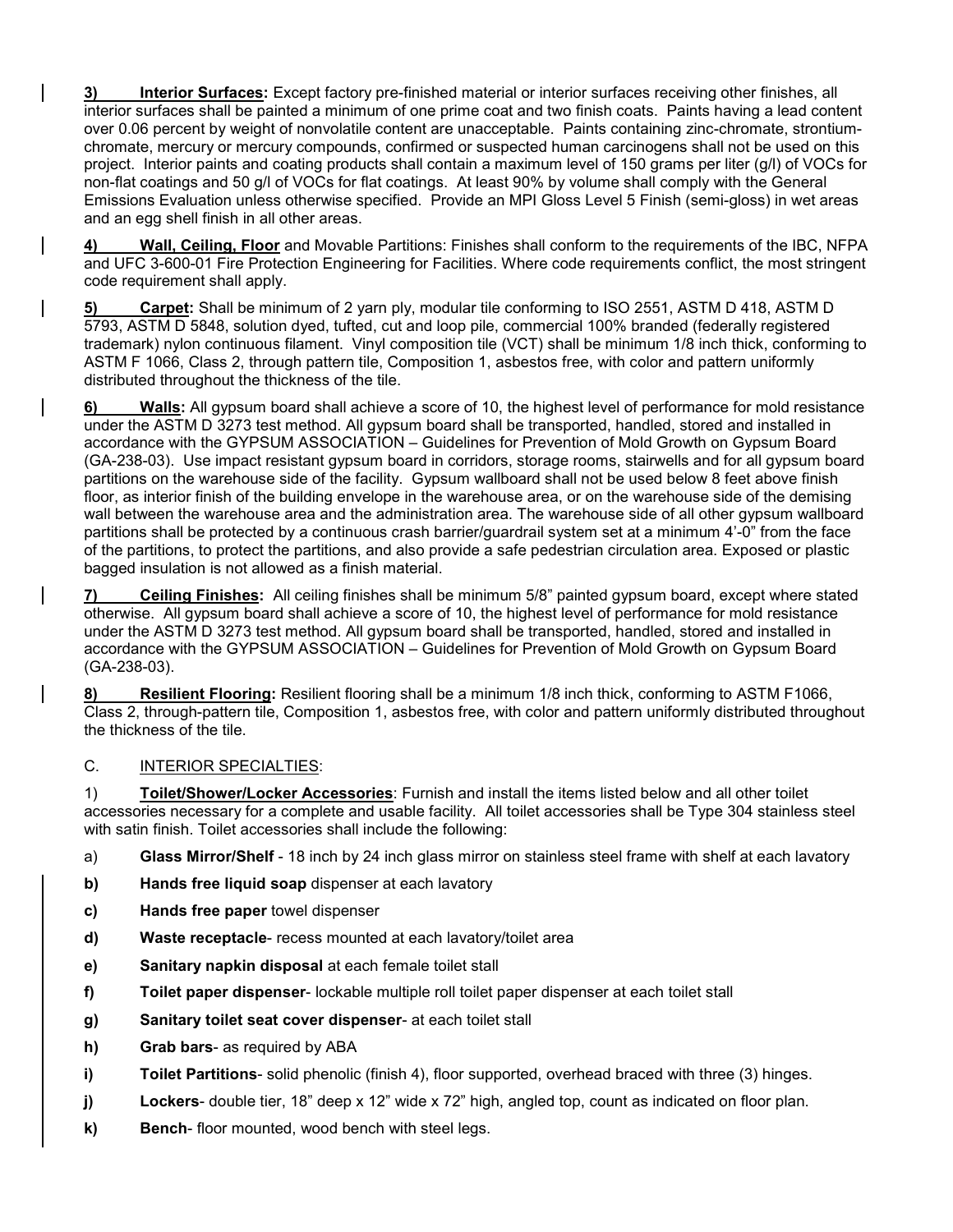**3) Interior Surfaces:** Except factory pre-finished material or interior surfaces receiving other finishes, all interior surfaces shall be painted a minimum of one prime coat and two finish coats. Paints having a lead content over 0.06 percent by weight of nonvolatile content are unacceptable. Paints containing zinc-chromate, strontium-chromate, mercury or mercury compounds, confirmed or suspected human carcinogens shall not be used on this project. Interior paints and coating products shall contain a maximum level of 150 grams per liter (g/l) of VOCs for non-flat coatings and 50 g/l of VOCs for flat coatings. At least 90% by volume shall comply with the General Emissions Evaluation unless otherwise specified. Provide an MPI Gloss Level 5 Finish (semi-gloss) in wet areas and an egg shell finish in all other areas.

**4) Wall, Ceiling, Floor** and Movable Partitions: Finishes shall conform to the requirements of the IBC, NFPA and UFC 3-600-01 Fire Protection Engineering for Facilities. Where code requirements conflict, the most stringent code requirement shall apply.

**5) Carpet:** Shall be minimum of 2 yarn ply, modular tile conforming to ISO 2551, ASTM D 418, ASTM D 5793, ASTM D 5848, solution dyed, tufted, cut and loop pile, commercial 100% branded (federally registered trademark) nylon continuous filament. Vinyl composition tile (VCT) shall be minimum 1/8 inch thick, conforming to ASTM F 1066, Class 2, through pattern tile, Composition 1, asbestos free, with color and pattern uniformly distributed throughout the thickness of the tile.

**6) Walls:** All gypsum board shall achieve a score of 10, the highest level of performance for mold resistance under the ASTM D 3273 test method. All gypsum board shall be transported, handled, stored and installed in accordance with the GYPSUM ASSOCIATION – Guidelines for Prevention of Mold Growth on Gypsum Board (GA-238-03). Use impact resistant gypsum board in corridors, storage rooms, stairwells and for all gypsum board partitions on the warehouse side of the facility. Gypsum wallboard shall not be used below 8 feet above finish floor, as interior finish of the building envelope in the warehouse area, or on the warehouse side of the demising wall between the warehouse area and the administration area. The warehouse side of all other gypsum wallboard partitions shall be protected by a continuous crash barrier/guardrail system set at a minimum 4'-0" from the face of the partitions, to protect the partitions, and also provide a safe pedestrian circulation area. Exposed or plastic bagged insulation is not allowed as a finish material.

**7) Ceiling Finishes:** All ceiling finishes shall be minimum 5/8" painted gypsum board, except where stated otherwise. All gypsum board shall achieve a score of 10, the highest level of performance for mold resistance under the ASTM D 3273 test method. All gypsum board shall be transported, handled, stored and installed in accordance with the GYPSUM ASSOCIATION – Guidelines for Prevention of Mold Growth on Gypsum Board (GA-238-03).

**8) Resilient Flooring:** Resilient flooring shall be a minimum 1/8 inch thick, conforming to ASTM F1066, Class 2, through-pattern tile, Composition 1, asbestos free, with color and pattern uniformly distributed throughout the thickness of the tile.

C. INTERIOR SPECIALTIES:

1) **Toilet/Shower/Locker Accessories**: Furnish and install the items listed below and all other toilet accessories necessary for a complete and usable facility. All toilet accessories shall be Type 304 stainless steel with satin finish. Toilet accessories shall include the following:

a) **Glass Mirror/Shelf** - 18 inch by 24 inch glass mirror on stainless steel frame with shelf at each lavatory

b) **Hands free liquid soap** dispenser at each lavatory

c) **Hands free paper** towel dispenser

d) **Waste receptacle**- recess mounted at each lavatory/toilet area

e) **Sanitary napkin disposal** at each female toilet stall

f) **Toilet paper dispenser**- lockable multiple roll toilet paper dispenser at each toilet stall

g) **Sanitary toilet seat cover dispenser**- at each toilet stall

h) **Grab bars**- as required by ABA

i) **Toilet Partitions**- solid phenolic (finish 4), floor supported, overhead braced with three (3) hinges.

j) **Lockers**- double tier, 18" deep x 12" wide x 72" high, angled top, count as indicated on floor plan.

k) **Bench**- floor mounted, wood bench with steel legs.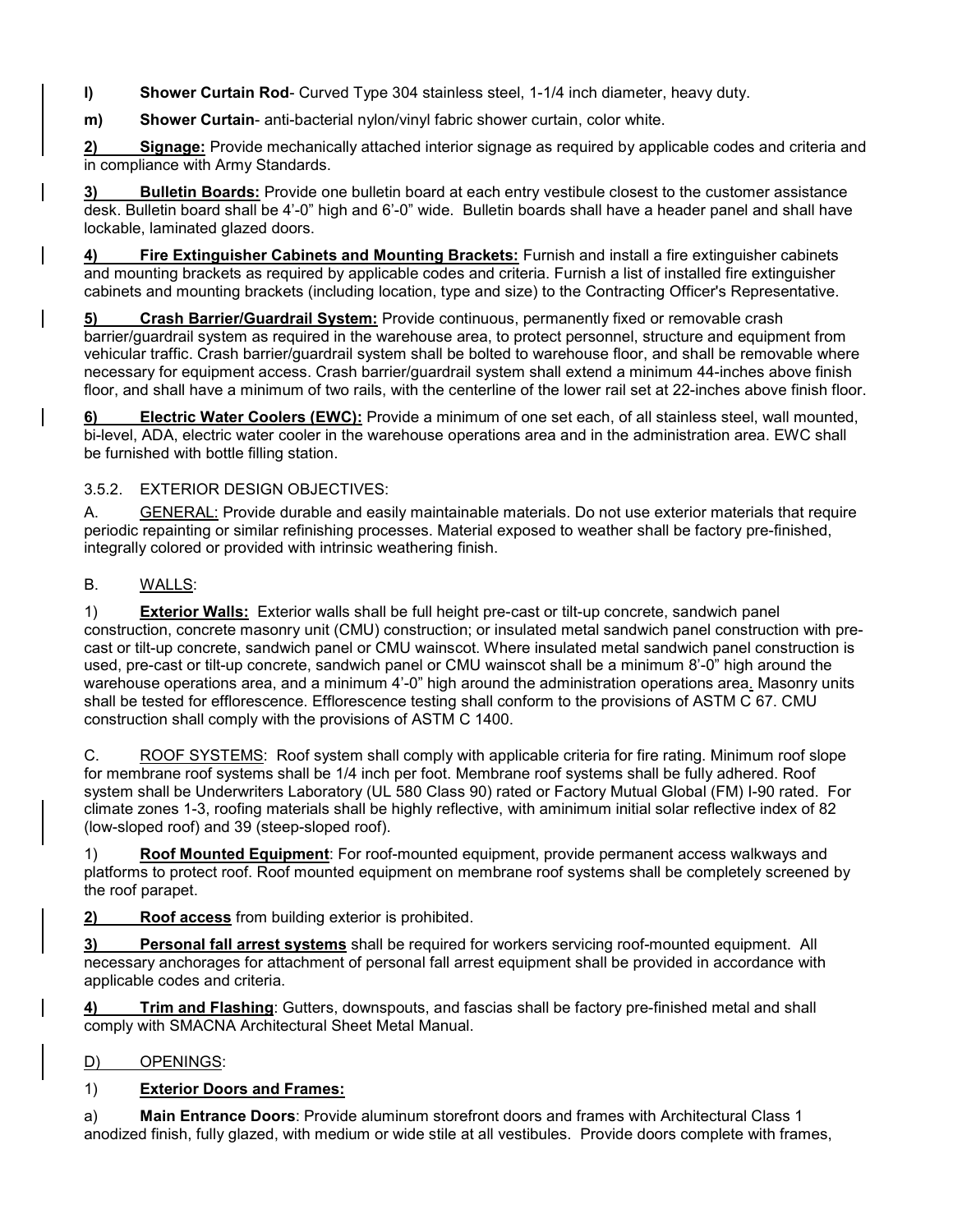**l) Shower Curtain Rod**- Curved Type 304 stainless steel, 1-1/4 inch diameter, heavy duty.

**m) Shower Curtain**- anti-bacterial nylon/vinyl fabric shower curtain, color white.

**2) Signage:** Provide mechanically attached interior signage as required by applicable codes and criteria and in compliance with Army Standards.

**3) Bulletin Boards:** Provide one bulletin board at each entry vestibule closest to the customer assistance desk. Bulletin board shall be 4'-0" high and 6'-0" wide. Bulletin boards shall have a header panel and shall have lockable, laminated glazed doors.

**4) Fire Extinguisher Cabinets and Mounting Brackets:** Furnish and install a fire extinguisher cabinets and mounting brackets as required by applicable codes and criteria. Furnish a list of installed fire extinguisher cabinets and mounting brackets (including location, type and size) to the Contracting Officer's Representative.

**5) Crash Barrier/Guardrail System:** Provide continuous, permanently fixed or removable crash barrier/guardrail system as required in the warehouse area, to protect personnel, structure and equipment from vehicular traffic. Crash barrier/guardrail system shall be bolted to warehouse floor, and shall be removable where necessary for equipment access. Crash barrier/guardrail system shall extend a minimum 44-inches above finish floor, and shall have a minimum of two rails, with the centerline of the lower rail set at 22-inches above finish floor.

**6) Electric Water Coolers (EWC):** Provide a minimum of one set each, of all stainless steel, wall mounted, bi-level, ADA, electric water cooler in the warehouse operations area and in the administration area. EWC shall be furnished with bottle filling station.

3.5.2. EXTERIOR DESIGN OBJECTIVES:

A. GENERAL: Provide durable and easily maintainable materials. Do not use exterior materials that require periodic repainting or similar refinishing processes. Material exposed to weather shall be factory pre-finished, integrally colored or provided with intrinsic weathering finish.

B. WALLS:

1) **Exterior Walls:** Exterior walls shall be full height pre-cast or tilt-up concrete, sandwich panel construction, concrete masonry unit (CMU) construction; or insulated metal sandwich panel construction with pre-cast or tilt-up concrete, sandwich panel or CMU wainscot. Where insulated metal sandwich panel construction is used, pre-cast or tilt-up concrete, sandwich panel or CMU wainscot shall be a minimum 8'-0" high around the warehouse operations area, and a minimum 4'-0" high around the administration operations area. Masonry units shall be tested for efflorescence. Efflorescence testing shall conform to the provisions of ASTM C 67. CMU construction shall comply with the provisions of ASTM C 1400.

C. ROOF SYSTEMS: Roof system shall comply with applicable criteria for fire rating. Minimum roof slope for membrane roof systems shall be 1/4 inch per foot. Membrane roof systems shall be fully adhered. Roof system shall be Underwriters Laboratory (UL 580 Class 90) rated or Factory Mutual Global (FM) I-90 rated. For climate zones 1-3, roofing materials shall be highly reflective, with aminimum initial solar reflective index of 82 (low-sloped roof) and 39 (steep-sloped roof).

1) **Roof Mounted Equipment**: For roof-mounted equipment, provide permanent access walkways and platforms to protect roof. Roof mounted equipment on membrane roof systems shall be completely screened by the roof parapet.

**2) Roof access** from building exterior is prohibited.

**3) Personal fall arrest systems** shall be required for workers servicing roof-mounted equipment. All necessary anchorages for attachment of personal fall arrest equipment shall be provided in accordance with applicable codes and criteria.

**4) Trim and Flashing**: Gutters, downspouts, and fascias shall be factory pre-finished metal and shall comply with SMACNA Architectural Sheet Metal Manual.

D) OPENINGS:

1) **Exterior Doors and Frames:**

a) **Main Entrance Doors**: Provide aluminum storefront doors and frames with Architectural Class 1 anodized finish, fully glazed, with medium or wide stile at all vestibules. Provide doors complete with frames,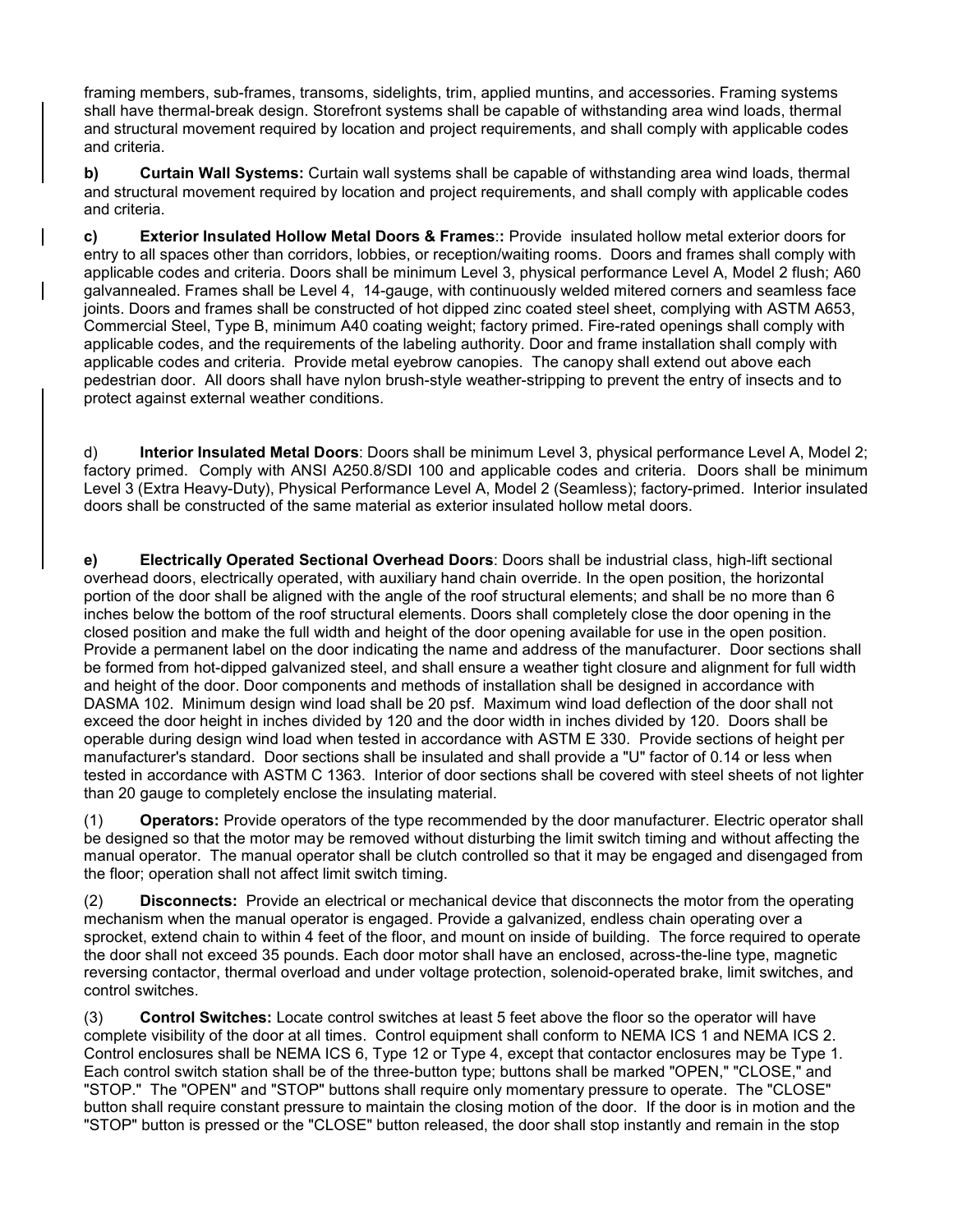framing members, sub-frames, transoms, sidelights, trim, applied muntins, and accessories. Framing systems shall have thermal-break design. Storefront systems shall be capable of withstanding area wind loads, thermal and structural movement required by location and project requirements, and shall comply with applicable codes and criteria.

**b) Curtain Wall Systems:** Curtain wall systems shall be capable of withstanding area wind loads, thermal and structural movement required by location and project requirements, and shall comply with applicable codes and criteria.

**c) Exterior Insulated Hollow Metal Doors & Frames::** Provide insulated hollow metal exterior doors for entry to all spaces other than corridors, lobbies, or reception/waiting rooms. Doors and frames shall comply with applicable codes and criteria. Doors shall be minimum Level 3, physical performance Level A, Model 2 flush; A60 galvannealed. Frames shall be Level 4, 14-gauge, with continuously welded mitered corners and seamless face joints. Doors and frames shall be constructed of hot dipped zinc coated steel sheet, complying with ASTM A653, Commercial Steel, Type B, minimum A40 coating weight; factory primed. Fire-rated openings shall comply with applicable codes, and the requirements of the labeling authority. Door and frame installation shall comply with applicable codes and criteria. Provide metal eyebrow canopies. The canopy shall extend out above each pedestrian door. All doors shall have nylon brush-style weather-stripping to prevent the entry of insects and to protect against external weather conditions.

d) **Interior Insulated Metal Doors**: Doors shall be minimum Level 3, physical performance Level A, Model 2; factory primed. Comply with ANSI A250.8/SDI 100 and applicable codes and criteria. Doors shall be minimum Level 3 (Extra Heavy-Duty), Physical Performance Level A, Model 2 (Seamless); factory-primed. Interior insulated doors shall be constructed of the same material as exterior insulated hollow metal doors.

**e) Electrically Operated Sectional Overhead Doors**: Doors shall be industrial class, high-lift sectional overhead doors, electrically operated, with auxiliary hand chain override. In the open position, the horizontal portion of the door shall be aligned with the angle of the roof structural elements; and shall be no more than 6 inches below the bottom of the roof structural elements. Doors shall completely close the door opening in the closed position and make the full width and height of the door opening available for use in the open position. Provide a permanent label on the door indicating the name and address of the manufacturer. Door sections shall be formed from hot-dipped galvanized steel, and shall ensure a weather tight closure and alignment for full width and height of the door. Door components and methods of installation shall be designed in accordance with DASMA 102. Minimum design wind load shall be 20 psf. Maximum wind load deflection of the door shall not exceed the door height in inches divided by 120 and the door width in inches divided by 120. Doors shall be operable during design wind load when tested in accordance with ASTM E 330. Provide sections of height per manufacturer's standard. Door sections shall be insulated and shall provide a "U" factor of 0.14 or less when tested in accordance with ASTM C 1363. Interior of door sections shall be covered with steel sheets of not lighter than 20 gauge to completely enclose the insulating material.

(1) **Operators:** Provide operators of the type recommended by the door manufacturer. Electric operator shall be designed so that the motor may be removed without disturbing the limit switch timing and without affecting the manual operator. The manual operator shall be clutch controlled so that it may be engaged and disengaged from the floor; operation shall not affect limit switch timing.

(2) **Disconnects:** Provide an electrical or mechanical device that disconnects the motor from the operating mechanism when the manual operator is engaged. Provide a galvanized, endless chain operating over a sprocket, extend chain to within 4 feet of the floor, and mount on inside of building. The force required to operate the door shall not exceed 35 pounds. Each door motor shall have an enclosed, across-the-line type, magnetic reversing contactor, thermal overload and under voltage protection, solenoid-operated brake, limit switches, and control switches.

(3) **Control Switches:** Locate control switches at least 5 feet above the floor so the operator will have complete visibility of the door at all times. Control equipment shall conform to NEMA ICS 1 and NEMA ICS 2. Control enclosures shall be NEMA ICS 6, Type 12 or Type 4, except that contactor enclosures may be Type 1. Each control switch station shall be of the three-button type; buttons shall be marked "OPEN," "CLOSE," and "STOP." The "OPEN" and "STOP" buttons shall require only momentary pressure to operate. The "CLOSE" button shall require constant pressure to maintain the closing motion of the door. If the door is in motion and the "STOP" button is pressed or the "CLOSE" button released, the door shall stop instantly and remain in the stop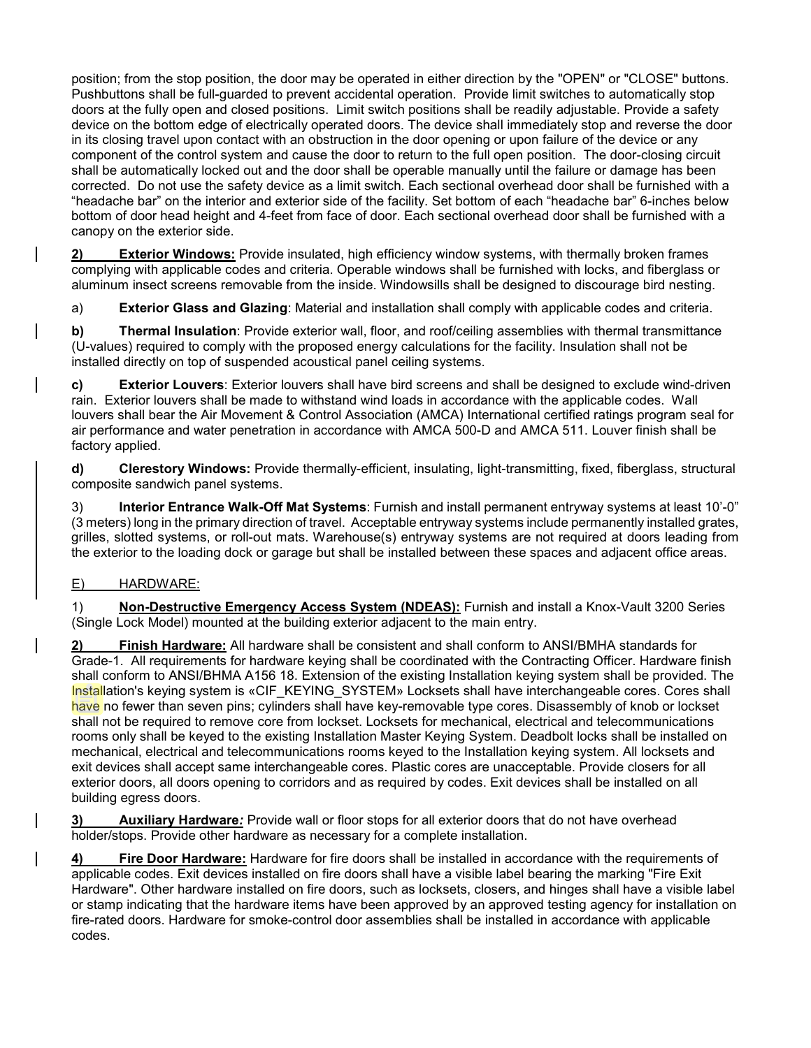position; from the stop position, the door may be operated in either direction by the "OPEN" or "CLOSE" buttons. Pushbuttons shall be full-guarded to prevent accidental operation. Provide limit switches to automatically stop doors at the fully open and closed positions. Limit switch positions shall be readily adjustable. Provide a safety device on the bottom edge of electrically operated doors. The device shall immediately stop and reverse the door in its closing travel upon contact with an obstruction in the door opening or upon failure of the device or any component of the control system and cause the door to return to the full open position. The door-closing circuit shall be automatically locked out and the door shall be operable manually until the failure or damage has been corrected. Do not use the safety device as a limit switch. Each sectional overhead door shall be furnished with a "headache bar" on the interior and exterior side of the facility. Set bottom of each "headache bar" 6-inches below bottom of door head height and 4-feet from face of door. Each sectional overhead door shall be furnished with a canopy on the exterior side.

**2) Exterior Windows:** Provide insulated, high efficiency window systems, with thermally broken frames complying with applicable codes and criteria. Operable windows shall be furnished with locks, and fiberglass or aluminum insect screens removable from the inside. Windowsills shall be designed to discourage bird nesting.

a) **Exterior Glass and Glazing**: Material and installation shall comply with applicable codes and criteria.

**b) Thermal Insulation**: Provide exterior wall, floor, and roof/ceiling assemblies with thermal transmittance (U-values) required to comply with the proposed energy calculations for the facility. Insulation shall not be installed directly on top of suspended acoustical panel ceiling systems.

**c) Exterior Louvers**: Exterior louvers shall have bird screens and shall be designed to exclude wind-driven rain. Exterior louvers shall be made to withstand wind loads in accordance with the applicable codes. Wall louvers shall bear the Air Movement & Control Association (AMCA) International certified ratings program seal for air performance and water penetration in accordance with AMCA 500-D and AMCA 511. Louver finish shall be factory applied.

**d) Clerestory Windows:** Provide thermally-efficient, insulating, light-transmitting, fixed, fiberglass, structural composite sandwich panel systems.

3) **Interior Entrance Walk-Off Mat Systems**: Furnish and install permanent entryway systems at least 10'-0" (3 meters) long in the primary direction of travel. Acceptable entryway systems include permanently installed grates, grilles, slotted systems, or roll-out mats. Warehouse(s) entryway systems are not required at doors leading from the exterior to the loading dock or garage but shall be installed between these spaces and adjacent office areas.

E) HARDWARE:

1) **Non-Destructive Emergency Access System (NDEAS):** Furnish and install a Knox-Vault 3200 Series (Single Lock Model) mounted at the building exterior adjacent to the main entry.

**2) Finish Hardware:** All hardware shall be consistent and shall conform to ANSI/BMHA standards for Grade-1. All requirements for hardware keying shall be coordinated with the Contracting Officer. Hardware finish shall conform to ANSI/BHMA A156 18. Extension of the existing Installation keying system shall be provided. The Installation's keying system is «CIF_KEYING_SYSTEM» Locksets shall have interchangeable cores. Cores shall have no fewer than seven pins; cylinders shall have key-removable type cores. Disassembly of knob or lockset shall not be required to remove core from lockset. Locksets for mechanical, electrical and telecommunications rooms only shall be keyed to the existing Installation Master Keying System. Deadbolt locks shall be installed on mechanical, electrical and telecommunications rooms keyed to the Installation keying system. All locksets and exit devices shall accept same interchangeable cores. Plastic cores are unacceptable. Provide closers for all exterior doors, all doors opening to corridors and as required by codes. Exit devices shall be installed on all building egress doors.

**3) Auxiliary Hardware*:*** Provide wall or floor stops for all exterior doors that do not have overhead holder/stops. Provide other hardware as necessary for a complete installation.

**4) Fire Door Hardware:** Hardware for fire doors shall be installed in accordance with the requirements of applicable codes. Exit devices installed on fire doors shall have a visible label bearing the marking "Fire Exit Hardware". Other hardware installed on fire doors, such as locksets, closers, and hinges shall have a visible label or stamp indicating that the hardware items have been approved by an approved testing agency for installation on fire-rated doors. Hardware for smoke-control door assemblies shall be installed in accordance with applicable codes.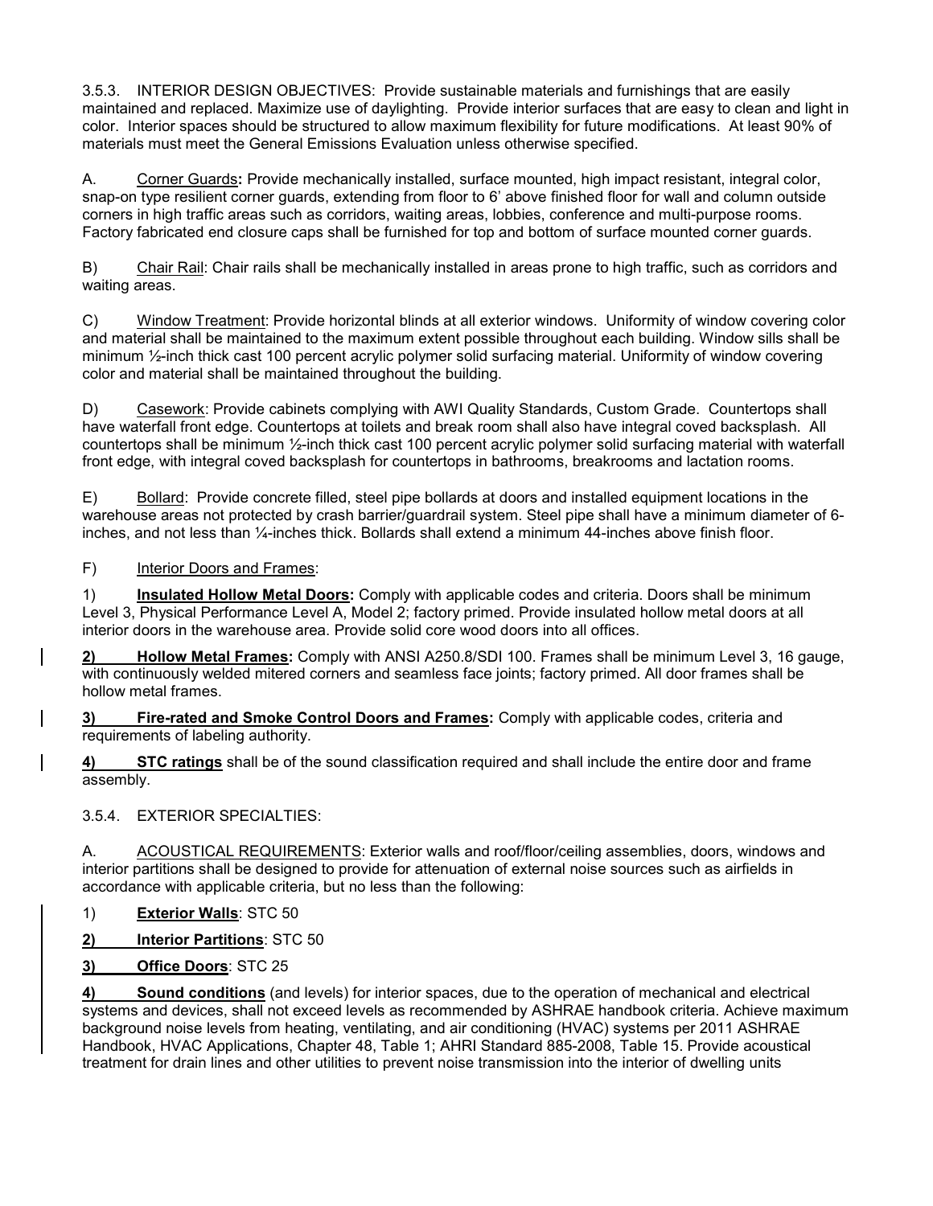3.5.3. INTERIOR DESIGN OBJECTIVES: Provide sustainable materials and furnishings that are easily maintained and replaced. Maximize use of daylighting. Provide interior surfaces that are easy to clean and light in color. Interior spaces should be structured to allow maximum flexibility for future modifications. At least 90% of materials must meet the General Emissions Evaluation unless otherwise specified.

A. Corner Guards**:** Provide mechanically installed, surface mounted, high impact resistant, integral color, snap-on type resilient corner guards, extending from floor to 6' above finished floor for wall and column outside corners in high traffic areas such as corridors, waiting areas, lobbies, conference and multi-purpose rooms. Factory fabricated end closure caps shall be furnished for top and bottom of surface mounted corner guards.

B) Chair Rail: Chair rails shall be mechanically installed in areas prone to high traffic, such as corridors and waiting areas.

C) Window Treatment: Provide horizontal blinds at all exterior windows. Uniformity of window covering color and material shall be maintained to the maximum extent possible throughout each building. Window sills shall be minimum ½-inch thick cast 100 percent acrylic polymer solid surfacing material. Uniformity of window covering color and material shall be maintained throughout the building.

D) Casework: Provide cabinets complying with AWI Quality Standards, Custom Grade. Countertops shall have waterfall front edge. Countertops at toilets and break room shall also have integral coved backsplash. All countertops shall be minimum ½-inch thick cast 100 percent acrylic polymer solid surfacing material with waterfall front edge, with integral coved backsplash for countertops in bathrooms, breakrooms and lactation rooms.

E) Bollard: Provide concrete filled, steel pipe bollards at doors and installed equipment locations in the warehouse areas not protected by crash barrier/guardrail system. Steel pipe shall have a minimum diameter of 6-inches, and not less than ¼-inches thick. Bollards shall extend a minimum 44-inches above finish floor.

F) Interior Doors and Frames:

1) **Insulated Hollow Metal Doors:** Comply with applicable codes and criteria. Doors shall be minimum Level 3, Physical Performance Level A, Model 2; factory primed. Provide insulated hollow metal doors at all interior doors in the warehouse area. Provide solid core wood doors into all offices.

**2) Hollow Metal Frames:** Comply with ANSI A250.8/SDI 100. Frames shall be minimum Level 3, 16 gauge, with continuously welded mitered corners and seamless face joints; factory primed. All door frames shall be hollow metal frames.

**3) Fire-rated and Smoke Control Doors and Frames:** Comply with applicable codes, criteria and requirements of labeling authority.

**4) STC ratings** shall be of the sound classification required and shall include the entire door and frame assembly.

3.5.4. EXTERIOR SPECIALTIES:

A. ACOUSTICAL REQUIREMENTS: Exterior walls and roof/floor/ceiling assemblies, doors, windows and interior partitions shall be designed to provide for attenuation of external noise sources such as airfields in accordance with applicable criteria, but no less than the following:

1) **Exterior Walls**: STC 50

**2) Interior Partitions**: STC 50

**3) Office Doors**: STC 25

**4) Sound conditions** (and levels) for interior spaces, due to the operation of mechanical and electrical systems and devices, shall not exceed levels as recommended by ASHRAE handbook criteria. Achieve maximum background noise levels from heating, ventilating, and air conditioning (HVAC) systems per 2011 ASHRAE Handbook, HVAC Applications, Chapter 48, Table 1; AHRI Standard 885-2008, Table 15. Provide acoustical treatment for drain lines and other utilities to prevent noise transmission into the interior of dwelling units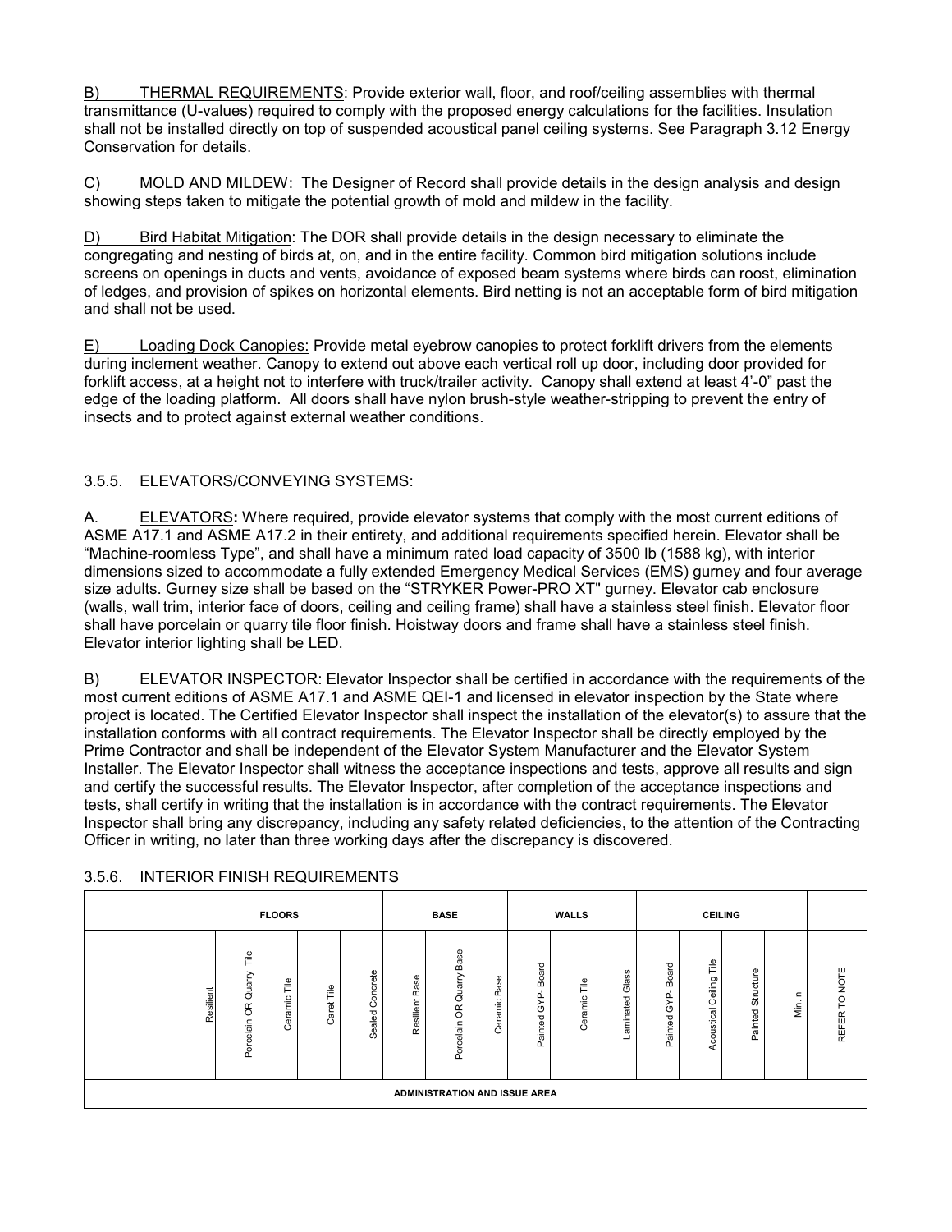B) THERMAL REQUIREMENTS: Provide exterior wall, floor, and roof/ceiling assemblies with thermal transmittance (U-values) required to comply with the proposed energy calculations for the facilities. Insulation shall not be installed directly on top of suspended acoustical panel ceiling systems. See Paragraph 3.12 Energy Conservation for details.

C) MOLD AND MILDEW: The Designer of Record shall provide details in the design analysis and design showing steps taken to mitigate the potential growth of mold and mildew in the facility.

D) Bird Habitat Mitigation: The DOR shall provide details in the design necessary to eliminate the congregating and nesting of birds at, on, and in the entire facility. Common bird mitigation solutions include screens on openings in ducts and vents, avoidance of exposed beam systems where birds can roost, elimination of ledges, and provision of spikes on horizontal elements. Bird netting is not an acceptable form of bird mitigation and shall not be used.

E) Loading Dock Canopies: Provide metal eyebrow canopies to protect forklift drivers from the elements during inclement weather. Canopy to extend out above each vertical roll up door, including door provided for forklift access, at a height not to interfere with truck/trailer activity. Canopy shall extend at least 4'-0" past the edge of the loading platform. All doors shall have nylon brush-style weather-stripping to prevent the entry of insects and to protect against external weather conditions.

## 3.5.5. ELEVATORS/CONVEYING SYSTEMS:

A. **ELEVATORS:** Where required, provide elevator systems that comply with the most current editions of ASME A17.1 and ASME A17.2 in their entirety, and additional requirements specified herein. Elevator shall be "Machine-roomless Type", and shall have a minimum rated load capacity of 3500 lb (1588 kg), with interior dimensions sized to accommodate a fully extended Emergency Medical Services (EMS) gurney and four average size adults. Gurney size shall be based on the "STRYKER Power-PRO XT" gurney. Elevator cab enclosure (walls, wall trim, interior face of doors, ceiling and ceiling frame) shall have a stainless steel finish. Elevator floor shall have porcelain or quarry tile floor finish. Hoistway doors and frame shall have a stainless steel finish. Elevator interior lighting shall be LED.

B) ELEVATOR INSPECTOR: Elevator Inspector shall be certified in accordance with the requirements of the most current editions of ASME A17.1 and ASME QEI-1 and licensed in elevator inspection by the State where project is located. The Certified Elevator Inspector shall inspect the installation of the elevator(s) to assure that the installation conforms with all contract requirements. The Elevator Inspector shall be directly employed by the Prime Contractor and shall be independent of the Elevator System Manufacturer and the Elevator System Installer. The Elevator Inspector shall witness the acceptance inspections and tests, approve all results and sign and certify the successful results. The Elevator Inspector, after completion of the acceptance inspections and tests, shall certify in writing that the installation is in accordance with the contract requirements. The Elevator Inspector shall bring any discrepancy, including any safety related deficiencies, to the attention of the Contracting Officer in writing, no later than three working days after the discrepancy is discovered.

## 3.5.6. INTERIOR FINISH REQUIREMENTS

| | FLOORS | | | | | BASE | | | WALLS | | | CEILING | | | | |
|---|---|---|---|---|---|---|---|---|---|---|---|---|---|---|---|---|
| | Resilient | Porcelain OR Quarry Tile | Ceramic Tile | Caret Tile | Sealed Concrete | Resilient Base | Porcelain OR Quarry Base | Ceramic Base | Painted GYP- Board | Ceramic Tile | Laminated Glass | Painted GYP- Board | Acoustical Ceiling Tile | Painted Structure | Min. n | REFER TO NOTE |
| **ADMINISTRATION AND ISSUE AREA** | | | | | | | | | | | | | | | | |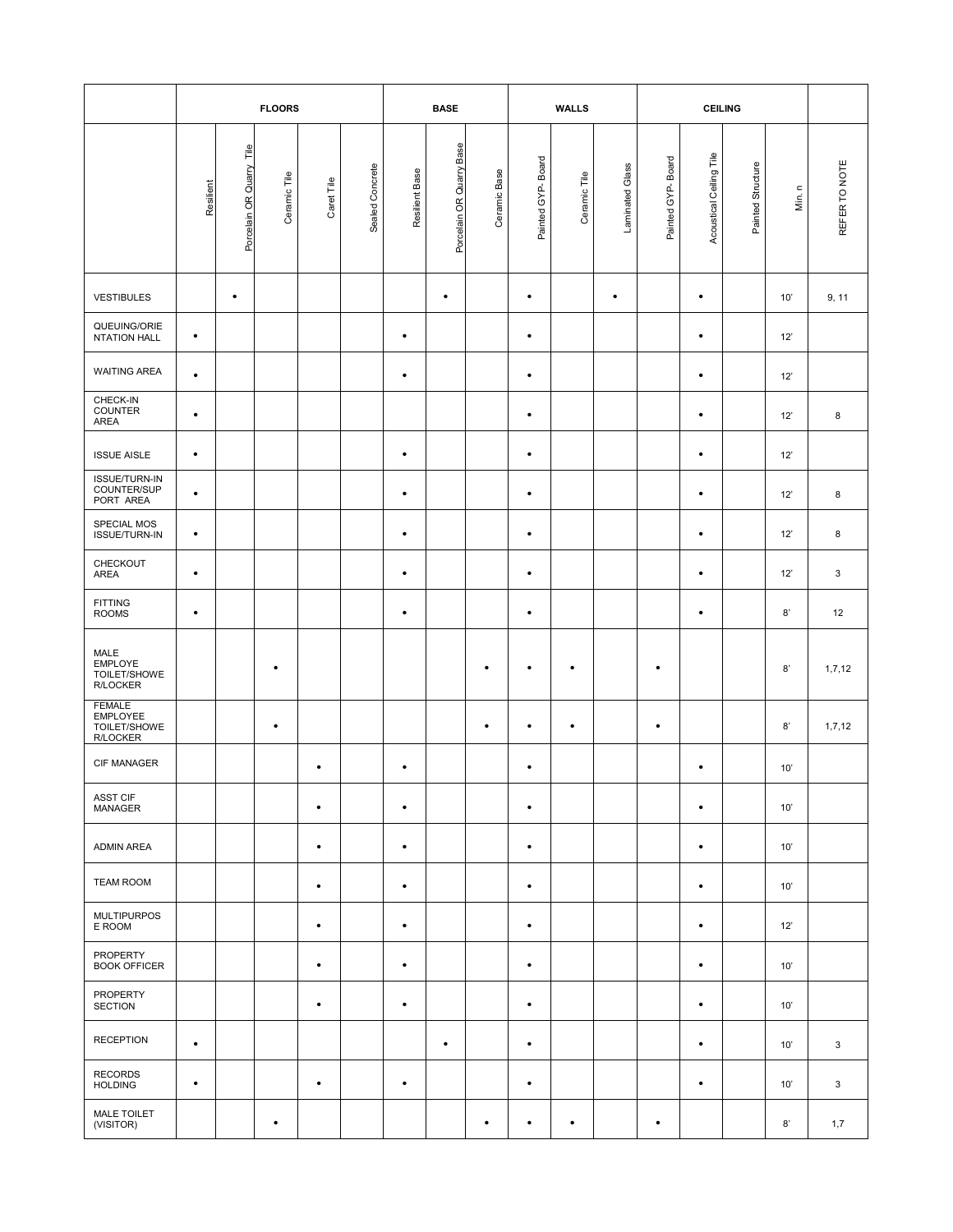| | FLOORS | | | | | BASE | | | WALLS | | | CEILING | | | | |
|---|---|---|---|---|---|---|---|---|---|---|---|---|---|---|---|---|
| | Resilient | Porcelain OR Quarry Tile | Ceramic Tile | Caret Tile | Sealed Concrete | Resilient Base | Porcelain OR Quarry Base | Ceramic Base | Painted GYP- Board | Ceramic Tile | Laminated Glass | Painted GYP- Board | Acoustical Ceiling Tile | Painted Structure | Min. n | REFER TO NOTE |
| VESTIBULES | | • | | | | | • | | • | | • | | • | | 10' | 9, 11 |
| QUEUING/ORIENTATION HALL | • | | | | | • | | | • | | | | • | | 12' | |
| WAITING AREA | • | | | | | • | | | • | | | | • | | 12' | |
| CHECK-IN COUNTER AREA | • | | | | | | | | • | | | | • | | 12' | 8 |
| ISSUE AISLE | • | | | | | • | | | • | | | | • | | 12' | |
| ISSUE/TURN-IN COUNTER/SUPPORT AREA | • | | | | | • | | | • | | | | • | | 12' | 8 |
| SPECIAL MOS ISSUE/TURN-IN | • | | | | | • | | | • | | | | • | | 12' | 8 |
| CHECKOUT AREA | • | | | | | • | | | • | | | | • | | 12' | 3 |
| FITTING ROOMS | • | | | | | • | | | • | | | | • | | 8' | 12 |
| MALE EMPLOYE TOILET/SHOWER/LOCKER | | | • | | | | | • | • | • | | • | | | 8' | 1,7,12 |
| FEMALE EMPLOYEE TOILET/SHOWER/LOCKER | | | • | | | | | • | • | • | | • | | | 8' | 1,7,12 |
| CIF MANAGER | | | | • | | • | | | • | | | | • | | 10' | |
| ASST CIF MANAGER | | | | • | | • | | | • | | | | • | | 10' | |
| ADMIN AREA | | | | • | | • | | | • | | | | • | | 10' | |
| TEAM ROOM | | | | • | | • | | | • | | | | • | | 10' | |
| MULTIPURPOSE ROOM | | | | • | | • | | | • | | | | • | | 12' | |
| PROPERTY BOOK OFFICER | | | | • | | • | | | • | | | | • | | 10' | |
| PROPERTY SECTION | | | | • | | • | | | • | | | | • | | 10' | |
| RECEPTION | • | | | | | | • | | • | | | | • | | 10' | 3 |
| RECORDS HOLDING | • | | | • | | • | | | • | | | | • | | 10' | 3 |
| MALE TOILET (VISITOR) | | | • | | | | | • | • | • | | • | | | 8' | 1,7 |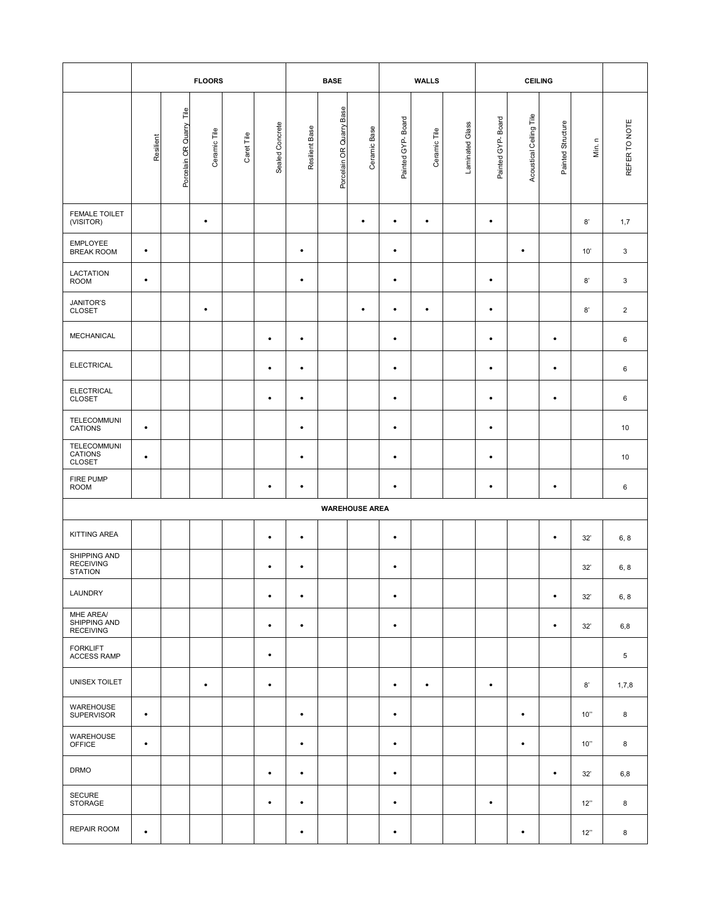| | FLOORS | | | | | BASE | | | WALLS | | | CEILING | | | | |
|---|---|---|---|---|---|---|---|---|---|---|---|---|---|---|---|---|
| | Resilient | Porcelain OR Quarry Tile | Ceramic Tile | Caret Tile | Sealed Concrete | Resilient Base | Porcelain OR Quarry Base | Ceramic Base | Painted GYP- Board | Ceramic Tile | Laminated Glass | Painted GYP- Board | Acoustical Ceiling Tile | Painted Structure | Min. n | REFER TO NOTE |
| FEMALE TOILET (VISITOR) | | | • | | | | | • | • | • | | • | | | 8' | 1,7 |
| EMPLOYEE BREAK ROOM | • | | | | | • | | | • | | | | • | | 10' | 3 |
| LACTATION ROOM | • | | | | | • | | | • | | | • | | | 8' | 3 |
| JANITOR'S CLOSET | | | • | | | | | • | • | • | | • | | | 8' | 2 |
| MECHANICAL | | | | | • | • | | | • | | | • | | • | | 6 |
| ELECTRICAL | | | | | • | • | | | • | | | • | | • | | 6 |
| ELECTRICAL CLOSET | | | | | • | • | | | • | | | • | | • | | 6 |
| TELECOMMUNI CATIONS | • | | | | | • | | | • | | | • | | | | 10 |
| TELECOMMUNI CATIONS CLOSET | • | | | | | • | | | • | | | • | | | | 10 |
| FIRE PUMP ROOM | | | | | • | • | | | • | | | • | | • | | 6 |
| **WAREHOUSE AREA** | | | | | | | | | | | | | | | | |
| KITTING AREA | | | | | • | • | | | • | | | | | • | 32' | 6, 8 |
| SHIPPING AND RECEIVING STATION | | | | | • | • | | | • | | | | | | 32' | 6, 8 |
| LAUNDRY | | | | | • | • | | | • | | | | | • | 32' | 6, 8 |
| MHE AREA/ SHIPPING AND RECEIVING | | | | | • | • | | | • | | | | | • | 32' | 6,8 |
| FORKLIFT ACCESS RAMP | | | | | • | | | | | | | | | | | 5 |
| UNISEX TOILET | | | • | | • | | | | • | • | | • | | | 8' | 1,7,8 |
| WAREHOUSE SUPERVISOR | • | | | | | • | | | • | | | | • | | 10'' | 8 |
| WAREHOUSE OFFICE | • | | | | | • | | | • | | | | • | | 10'' | 8 |
| DRMO | | | | | • | • | | | • | | | | | • | 32' | 6,8 |
| SECURE STORAGE | | | | | • | • | | | • | | | • | | | 12'' | 8 |
| REPAIR ROOM | • | | | | | • | | | • | | | | • | | 12'' | 8 |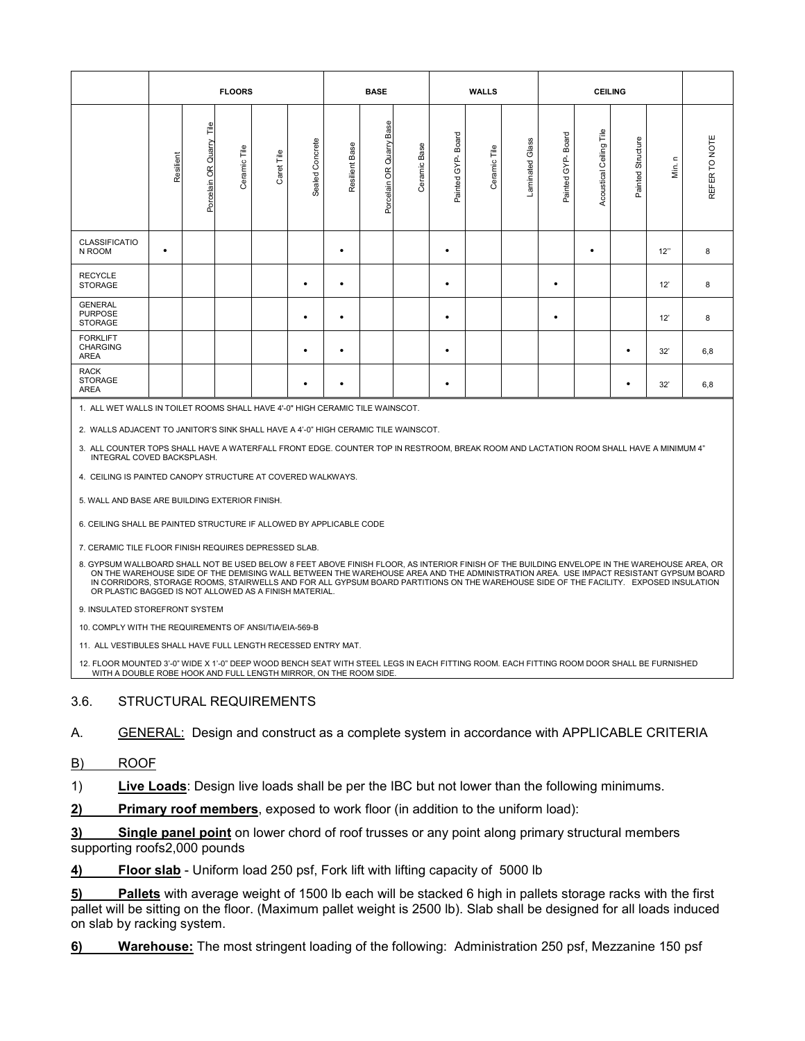| | FLOORS | | | | | BASE | | | WALLS | | | CEILING | | | | |
|---|---|---|---|---|---|---|---|---|---|---|---|---|---|---|---|---|
| | Resilient | Porcelain OR Quarry Tile | Ceramic Tile | Caret Tile | Sealed Concrete | Resilient Base | Porcelain OR Quarry Base | Ceramic Base | Painted GYP- Board | Ceramic Tile | Laminated Glass | Painted GYP- Board | Acoustical Ceiling Tile | Painted Structure | Min. n | REFER TO NOTE |
| CLASSIFICATION ROOM | • | | | | | • | | | • | | | | • | | 12'' | 8 |
| RECYCLE STORAGE | | | | | • | • | | | • | | | • | | | 12' | 8 |
| GENERAL PURPOSE STORAGE | | | | | • | • | | | • | | | • | | | 12' | 8 |
| FORKLIFT CHARGING AREA | | | | | • | • | | | • | | | | | • | 32' | 6,8 |
| RACK STORAGE AREA | | | | | • | • | | | • | | | | | • | 32' | 6,8 |

1. ALL WET WALLS IN TOILET ROOMS SHALL HAVE 4'-0" HIGH CERAMIC TILE WAINSCOT.

2. WALLS ADJACENT TO JANITOR'S SINK SHALL HAVE A 4'-0" HIGH CERAMIC TILE WAINSCOT.

3. ALL COUNTER TOPS SHALL HAVE A WATERFALL FRONT EDGE. COUNTER TOP IN RESTROOM, BREAK ROOM AND LACTATION ROOM SHALL HAVE A MINIMUM 4" INTEGRAL COVED BACKSPLASH.

4. CEILING IS PAINTED CANOPY STRUCTURE AT COVERED WALKWAYS.

5. WALL AND BASE ARE BUILDING EXTERIOR FINISH.

6. CEILING SHALL BE PAINTED STRUCTURE IF ALLOWED BY APPLICABLE CODE

7. CERAMIC TILE FLOOR FINISH REQUIRES DEPRESSED SLAB.

8. GYPSUM WALLBOARD SHALL NOT BE USED BELOW 8 FEET ABOVE FINISH FLOOR, AS INTERIOR FINISH OF THE BUILDING ENVELOPE IN THE WAREHOUSE AREA, OR ON THE WAREHOUSE SIDE OF THE DEMISING WALL BETWEEN THE WAREHOUSE AREA AND THE ADMINISTRATION AREA. USE IMPACT RESISTANT GYPSUM BOARD IN CORRIDORS, STORAGE ROOMS, STAIRWELLS AND FOR ALL GYPSUM BOARD PARTITIONS ON THE WAREHOUSE SIDE OF THE FACILITY. EXPOSED INSULATION OR PLASTIC BAGGED IS NOT ALLOWED AS A FINISH MATERIAL.

9. INSULATED STOREFRONT SYSTEM

10. COMPLY WITH THE REQUIREMENTS OF ANSI/TIA/EIA-569-B

11. ALL VESTIBULES SHALL HAVE FULL LENGTH RECESSED ENTRY MAT.

12. FLOOR MOUNTED 3'-0" WIDE X 1'-0" DEEP WOOD BENCH SEAT WITH STEEL LEGS IN EACH FITTING ROOM. EACH FITTING ROOM DOOR SHALL BE FURNISHED WITH A DOUBLE ROBE HOOK AND FULL LENGTH MIRROR, ON THE ROOM SIDE.

## 3.6. STRUCTURAL REQUIREMENTS

A. GENERAL: Design and construct as a complete system in accordance with APPLICABLE CRITERIA

B) ROOF

1) **Live Loads**: Design live loads shall be per the IBC but not lower than the following minimums.

**2)** **Primary roof members**, exposed to work floor (in addition to the uniform load):

**3)** **Single panel point** on lower chord of roof trusses or any point along primary structural members supporting roofs2,000 pounds

**4)** **Floor slab** - Uniform load 250 psf, Fork lift with lifting capacity of 5000 lb

**5)** **Pallets** with average weight of 1500 lb each will be stacked 6 high in pallets storage racks with the first pallet will be sitting on the floor. (Maximum pallet weight is 2500 lb). Slab shall be designed for all loads induced on slab by racking system.

**6)** **Warehouse:** The most stringent loading of the following: Administration 250 psf, Mezzanine 150 psf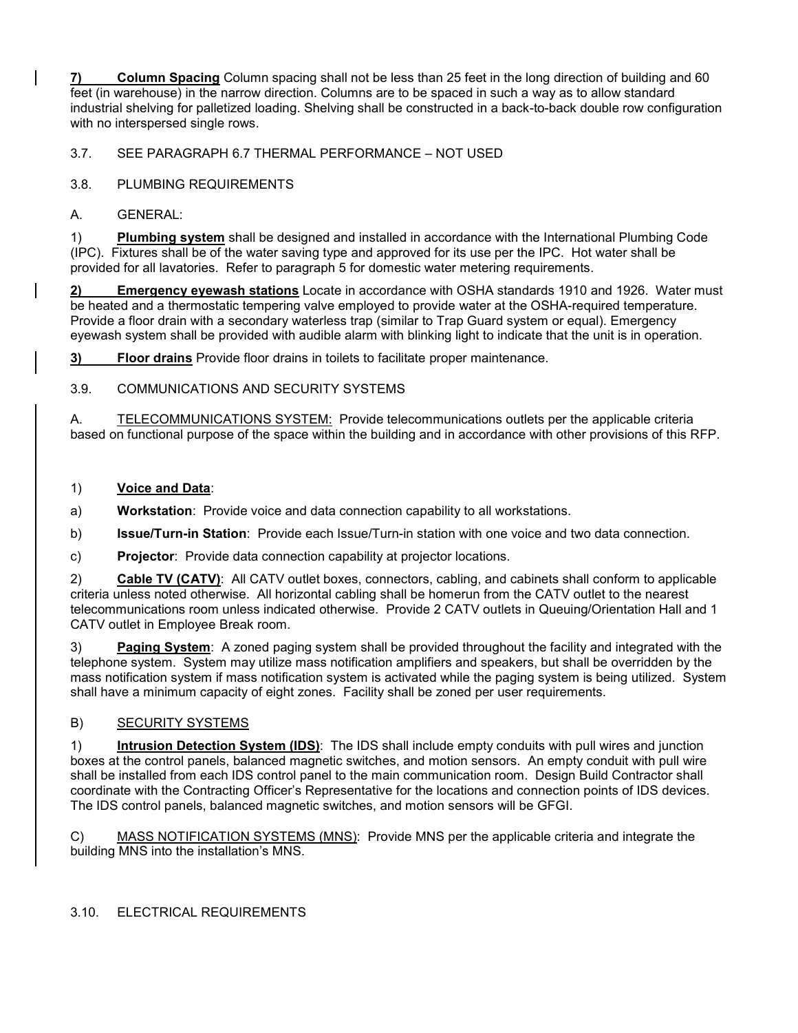**7) Column Spacing** Column spacing shall not be less than 25 feet in the long direction of building and 60 feet (in warehouse) in the narrow direction. Columns are to be spaced in such a way as to allow standard industrial shelving for palletized loading. Shelving shall be constructed in a back-to-back double row configuration with no interspersed single rows.

3.7. SEE PARAGRAPH 6.7 THERMAL PERFORMANCE – NOT USED

3.8. PLUMBING REQUIREMENTS

A. GENERAL:

1) **Plumbing system** shall be designed and installed in accordance with the International Plumbing Code (IPC). Fixtures shall be of the water saving type and approved for its use per the IPC. Hot water shall be provided for all lavatories. Refer to paragraph 5 for domestic water metering requirements.

**2) Emergency eyewash stations** Locate in accordance with OSHA standards 1910 and 1926. Water must be heated and a thermostatic tempering valve employed to provide water at the OSHA-required temperature. Provide a floor drain with a secondary waterless trap (similar to Trap Guard system or equal). Emergency eyewash system shall be provided with audible alarm with blinking light to indicate that the unit is in operation.

**3) Floor drains** Provide floor drains in toilets to facilitate proper maintenance.

3.9. COMMUNICATIONS AND SECURITY SYSTEMS

A. TELECOMMUNICATIONS SYSTEM: Provide telecommunications outlets per the applicable criteria based on functional purpose of the space within the building and in accordance with other provisions of this RFP.

1) **Voice and Data**:

a) **Workstation**: Provide voice and data connection capability to all workstations.

b) **Issue/Turn-in Station**: Provide each Issue/Turn-in station with one voice and two data connection.

c) **Projector**: Provide data connection capability at projector locations.

2) **Cable TV (CATV)**: All CATV outlet boxes, connectors, cabling, and cabinets shall conform to applicable criteria unless noted otherwise. All horizontal cabling shall be homerun from the CATV outlet to the nearest telecommunications room unless indicated otherwise. Provide 2 CATV outlets in Queuing/Orientation Hall and 1 CATV outlet in Employee Break room.

3) **Paging System**: A zoned paging system shall be provided throughout the facility and integrated with the telephone system. System may utilize mass notification amplifiers and speakers, but shall be overridden by the mass notification system if mass notification system is activated while the paging system is being utilized. System shall have a minimum capacity of eight zones. Facility shall be zoned per user requirements.

B) SECURITY SYSTEMS

1) **Intrusion Detection System (IDS)**: The IDS shall include empty conduits with pull wires and junction boxes at the control panels, balanced magnetic switches, and motion sensors. An empty conduit with pull wire shall be installed from each IDS control panel to the main communication room. Design Build Contractor shall coordinate with the Contracting Officer's Representative for the locations and connection points of IDS devices. The IDS control panels, balanced magnetic switches, and motion sensors will be GFGI.

C) MASS NOTIFICATION SYSTEMS (MNS): Provide MNS per the applicable criteria and integrate the building MNS into the installation's MNS.

3.10. ELECTRICAL REQUIREMENTS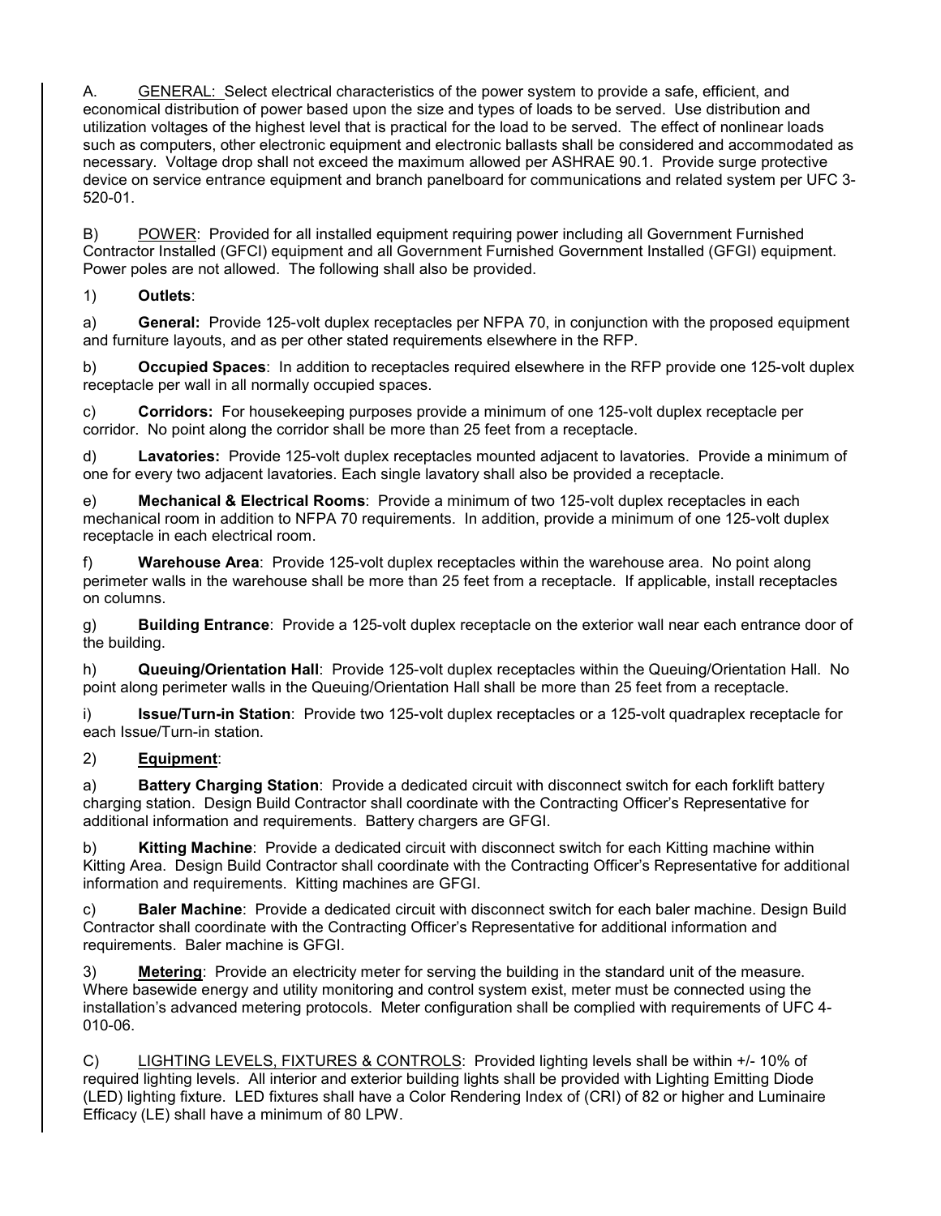A. GENERAL: Select electrical characteristics of the power system to provide a safe, efficient, and economical distribution of power based upon the size and types of loads to be served. Use distribution and utilization voltages of the highest level that is practical for the load to be served. The effect of nonlinear loads such as computers, other electronic equipment and electronic ballasts shall be considered and accommodated as necessary. Voltage drop shall not exceed the maximum allowed per ASHRAE 90.1. Provide surge protective device on service entrance equipment and branch panelboard for communications and related system per UFC 3-520-01.

B) POWER: Provided for all installed equipment requiring power including all Government Furnished Contractor Installed (GFCI) equipment and all Government Furnished Government Installed (GFGI) equipment. Power poles are not allowed. The following shall also be provided.

1) **Outlets**:

a) **General:** Provide 125-volt duplex receptacles per NFPA 70, in conjunction with the proposed equipment and furniture layouts, and as per other stated requirements elsewhere in the RFP.

b) **Occupied Spaces**: In addition to receptacles required elsewhere in the RFP provide one 125-volt duplex receptacle per wall in all normally occupied spaces.

c) **Corridors:** For housekeeping purposes provide a minimum of one 125-volt duplex receptacle per corridor. No point along the corridor shall be more than 25 feet from a receptacle.

d) **Lavatories:** Provide 125-volt duplex receptacles mounted adjacent to lavatories. Provide a minimum of one for every two adjacent lavatories. Each single lavatory shall also be provided a receptacle.

e) **Mechanical & Electrical Rooms**: Provide a minimum of two 125-volt duplex receptacles in each mechanical room in addition to NFPA 70 requirements. In addition, provide a minimum of one 125-volt duplex receptacle in each electrical room.

f) **Warehouse Area**: Provide 125-volt duplex receptacles within the warehouse area. No point along perimeter walls in the warehouse shall be more than 25 feet from a receptacle. If applicable, install receptacles on columns.

g) **Building Entrance**: Provide a 125-volt duplex receptacle on the exterior wall near each entrance door of the building.

h) **Queuing/Orientation Hall**: Provide 125-volt duplex receptacles within the Queuing/Orientation Hall. No point along perimeter walls in the Queuing/Orientation Hall shall be more than 25 feet from a receptacle.

i) **Issue/Turn-in Station**: Provide two 125-volt duplex receptacles or a 125-volt quadraplex receptacle for each Issue/Turn-in station.

2) **Equipment**:

a) **Battery Charging Station**: Provide a dedicated circuit with disconnect switch for each forklift battery charging station. Design Build Contractor shall coordinate with the Contracting Officer's Representative for additional information and requirements. Battery chargers are GFGI.

b) **Kitting Machine**: Provide a dedicated circuit with disconnect switch for each Kitting machine within Kitting Area. Design Build Contractor shall coordinate with the Contracting Officer's Representative for additional information and requirements. Kitting machines are GFGI.

c) **Baler Machine**: Provide a dedicated circuit with disconnect switch for each baler machine. Design Build Contractor shall coordinate with the Contracting Officer's Representative for additional information and requirements. Baler machine is GFGI.

3) **Metering**: Provide an electricity meter for serving the building in the standard unit of the measure. Where basewide energy and utility monitoring and control system exist, meter must be connected using the installation's advanced metering protocols. Meter configuration shall be complied with requirements of UFC 4-010-06.

C) LIGHTING LEVELS, FIXTURES & CONTROLS: Provided lighting levels shall be within +/- 10% of required lighting levels. All interior and exterior building lights shall be provided with Lighting Emitting Diode (LED) lighting fixture. LED fixtures shall have a Color Rendering Index of (CRI) of 82 or higher and Luminaire Efficacy (LE) shall have a minimum of 80 LPW.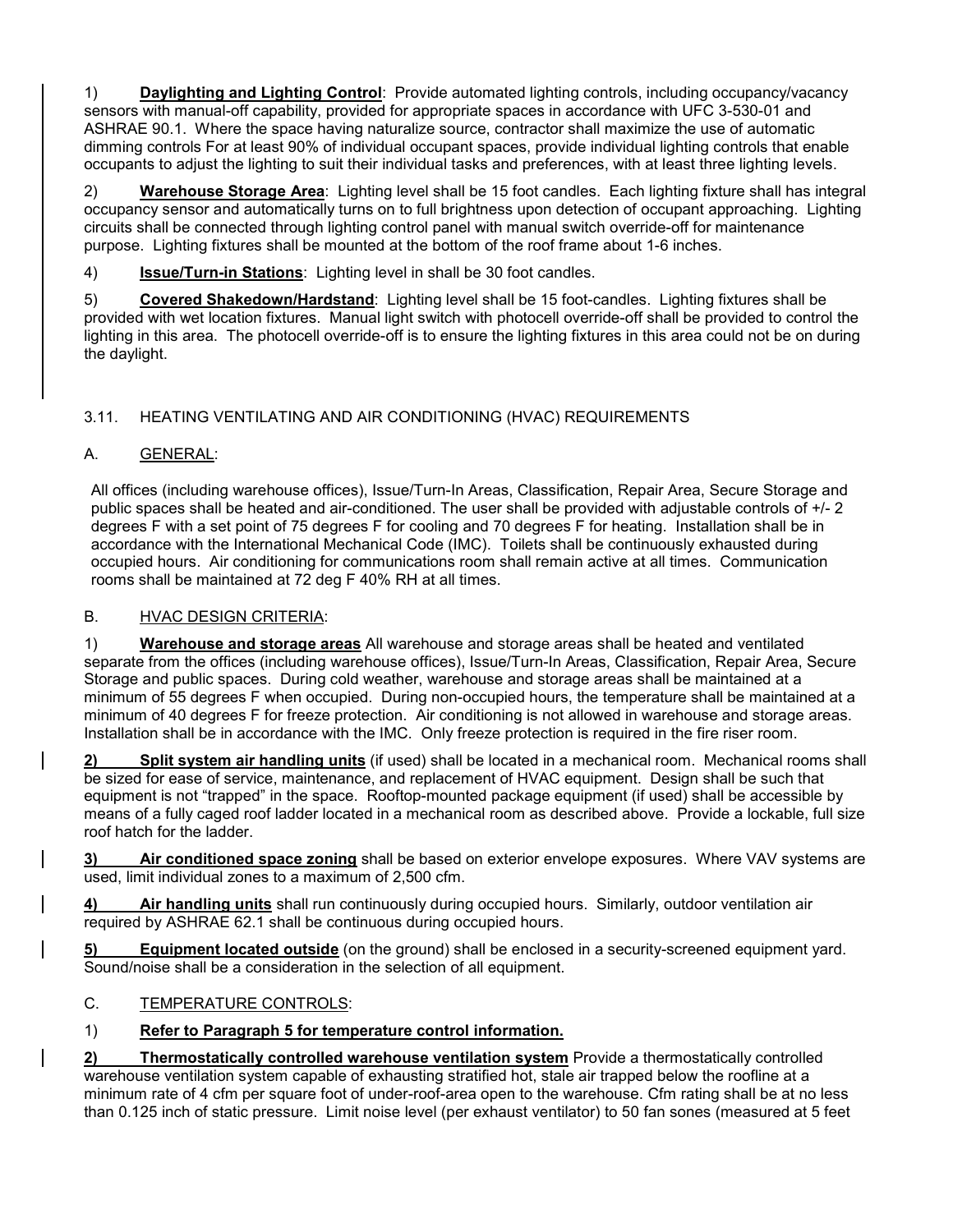1) **Daylighting and Lighting Control**: Provide automated lighting controls, including occupancy/vacancy sensors with manual-off capability, provided for appropriate spaces in accordance with UFC 3-530-01 and ASHRAE 90.1. Where the space having naturalize source, contractor shall maximize the use of automatic dimming controls For at least 90% of individual occupant spaces, provide individual lighting controls that enable occupants to adjust the lighting to suit their individual tasks and preferences, with at least three lighting levels.

2) **Warehouse Storage Area**: Lighting level shall be 15 foot candles. Each lighting fixture shall has integral occupancy sensor and automatically turns on to full brightness upon detection of occupant approaching. Lighting circuits shall be connected through lighting control panel with manual switch override-off for maintenance purpose. Lighting fixtures shall be mounted at the bottom of the roof frame about 1-6 inches.

4) **Issue/Turn-in Stations**: Lighting level in shall be 30 foot candles.

5) **Covered Shakedown/Hardstand**: Lighting level shall be 15 foot-candles. Lighting fixtures shall be provided with wet location fixtures. Manual light switch with photocell override-off shall be provided to control the lighting in this area. The photocell override-off is to ensure the lighting fixtures in this area could not be on during the daylight.

## 3.11. HEATING VENTILATING AND AIR CONDITIONING (HVAC) REQUIREMENTS

### A. GENERAL:

All offices (including warehouse offices), Issue/Turn-In Areas, Classification, Repair Area, Secure Storage and public spaces shall be heated and air-conditioned. The user shall be provided with adjustable controls of +/- 2 degrees F with a set point of 75 degrees F for cooling and 70 degrees F for heating. Installation shall be in accordance with the International Mechanical Code (IMC). Toilets shall be continuously exhausted during occupied hours. Air conditioning for communications room shall remain active at all times. Communication rooms shall be maintained at 72 deg F 40% RH at all times.

### B. HVAC DESIGN CRITERIA:

1) **Warehouse and storage areas** All warehouse and storage areas shall be heated and ventilated separate from the offices (including warehouse offices), Issue/Turn-In Areas, Classification, Repair Area, Secure Storage and public spaces. During cold weather, warehouse and storage areas shall be maintained at a minimum of 55 degrees F when occupied. During non-occupied hours, the temperature shall be maintained at a minimum of 40 degrees F for freeze protection. Air conditioning is not allowed in warehouse and storage areas. Installation shall be in accordance with the IMC. Only freeze protection is required in the fire riser room.

**2) Split system air handling units** (if used) shall be located in a mechanical room. Mechanical rooms shall be sized for ease of service, maintenance, and replacement of HVAC equipment. Design shall be such that equipment is not "trapped" in the space. Rooftop-mounted package equipment (if used) shall be accessible by means of a fully caged roof ladder located in a mechanical room as described above. Provide a lockable, full size roof hatch for the ladder.

**3) Air conditioned space zoning** shall be based on exterior envelope exposures. Where VAV systems are used, limit individual zones to a maximum of 2,500 cfm.

**4) Air handling units** shall run continuously during occupied hours. Similarly, outdoor ventilation air required by ASHRAE 62.1 shall be continuous during occupied hours.

**5) Equipment located outside** (on the ground) shall be enclosed in a security-screened equipment yard. Sound/noise shall be a consideration in the selection of all equipment.

### C. TEMPERATURE CONTROLS:

1) **Refer to Paragraph 5 for temperature control information.**

**2) Thermostatically controlled warehouse ventilation system** Provide a thermostatically controlled warehouse ventilation system capable of exhausting stratified hot, stale air trapped below the roofline at a minimum rate of 4 cfm per square foot of under-roof-area open to the warehouse. Cfm rating shall be at no less than 0.125 inch of static pressure. Limit noise level (per exhaust ventilator) to 50 fan sones (measured at 5 feet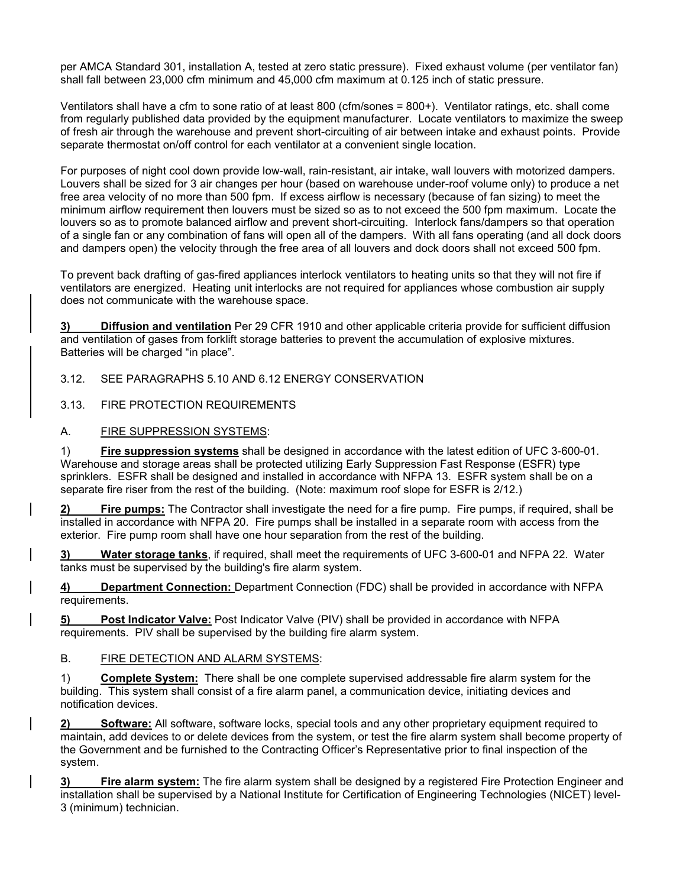per AMCA Standard 301, installation A, tested at zero static pressure). Fixed exhaust volume (per ventilator fan) shall fall between 23,000 cfm minimum and 45,000 cfm maximum at 0.125 inch of static pressure.

Ventilators shall have a cfm to sone ratio of at least 800 (cfm/sones = 800+). Ventilator ratings, etc. shall come from regularly published data provided by the equipment manufacturer. Locate ventilators to maximize the sweep of fresh air through the warehouse and prevent short-circuiting of air between intake and exhaust points. Provide separate thermostat on/off control for each ventilator at a convenient single location.

For purposes of night cool down provide low-wall, rain-resistant, air intake, wall louvers with motorized dampers. Louvers shall be sized for 3 air changes per hour (based on warehouse under-roof volume only) to produce a net free area velocity of no more than 500 fpm. If excess airflow is necessary (because of fan sizing) to meet the minimum airflow requirement then louvers must be sized so as to not exceed the 500 fpm maximum. Locate the louvers so as to promote balanced airflow and prevent short-circuiting. Interlock fans/dampers so that operation of a single fan or any combination of fans will open all of the dampers. With all fans operating (and all dock doors and dampers open) the velocity through the free area of all louvers and dock doors shall not exceed 500 fpm.

To prevent back drafting of gas-fired appliances interlock ventilators to heating units so that they will not fire if ventilators are energized. Heating unit interlocks are not required for appliances whose combustion air supply does not communicate with the warehouse space.

**3) Diffusion and ventilation** Per 29 CFR 1910 and other applicable criteria provide for sufficient diffusion and ventilation of gases from forklift storage batteries to prevent the accumulation of explosive mixtures. Batteries will be charged "in place".

3.12. SEE PARAGRAPHS 5.10 AND 6.12 ENERGY CONSERVATION

3.13. FIRE PROTECTION REQUIREMENTS

A. FIRE SUPPRESSION SYSTEMS:

1) **Fire suppression systems** shall be designed in accordance with the latest edition of UFC 3-600-01. Warehouse and storage areas shall be protected utilizing Early Suppression Fast Response (ESFR) type sprinklers. ESFR shall be designed and installed in accordance with NFPA 13. ESFR system shall be on a separate fire riser from the rest of the building. (Note: maximum roof slope for ESFR is 2/12.)

**2) Fire pumps:** The Contractor shall investigate the need for a fire pump. Fire pumps, if required, shall be installed in accordance with NFPA 20. Fire pumps shall be installed in a separate room with access from the exterior. Fire pump room shall have one hour separation from the rest of the building.

**3) Water storage tanks**, if required, shall meet the requirements of UFC 3-600-01 and NFPA 22. Water tanks must be supervised by the building's fire alarm system.

**4) Department Connection:** Department Connection (FDC) shall be provided in accordance with NFPA requirements.

**5) Post Indicator Valve:** Post Indicator Valve (PIV) shall be provided in accordance with NFPA requirements. PIV shall be supervised by the building fire alarm system.

B. FIRE DETECTION AND ALARM SYSTEMS:

1) **Complete System:** There shall be one complete supervised addressable fire alarm system for the building. This system shall consist of a fire alarm panel, a communication device, initiating devices and notification devices.

**2) Software:** All software, software locks, special tools and any other proprietary equipment required to maintain, add devices to or delete devices from the system, or test the fire alarm system shall become property of the Government and be furnished to the Contracting Officer's Representative prior to final inspection of the system.

**3) Fire alarm system:** The fire alarm system shall be designed by a registered Fire Protection Engineer and installation shall be supervised by a National Institute for Certification of Engineering Technologies (NICET) level-3 (minimum) technician.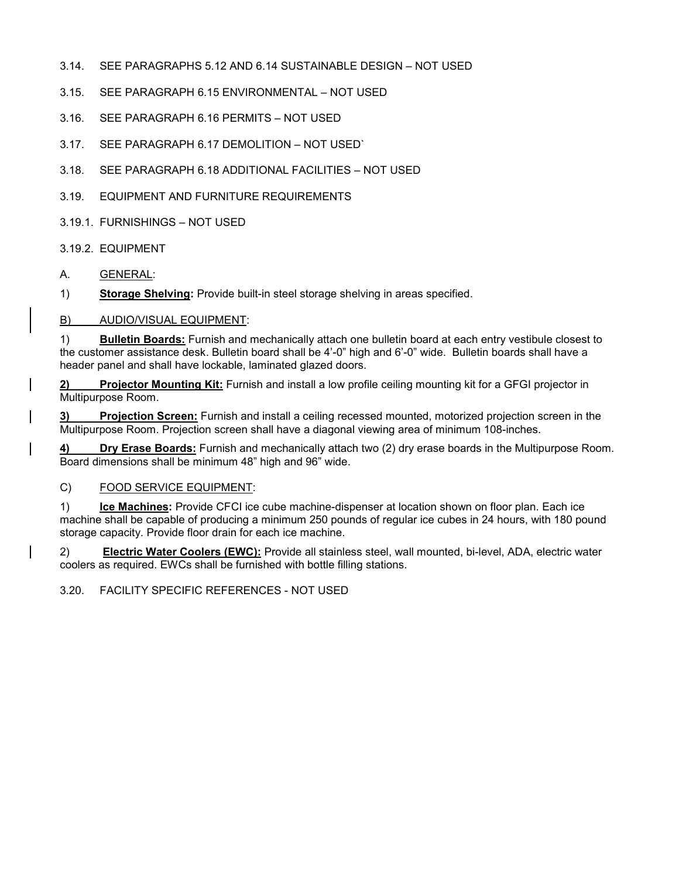3.14. SEE PARAGRAPHS 5.12 AND 6.14 SUSTAINABLE DESIGN – NOT USED

3.15. SEE PARAGRAPH 6.15 ENVIRONMENTAL – NOT USED

3.16. SEE PARAGRAPH 6.16 PERMITS – NOT USED

3.17. SEE PARAGRAPH 6.17 DEMOLITION – NOT USED`

3.18. SEE PARAGRAPH 6.18 ADDITIONAL FACILITIES – NOT USED

3.19. EQUIPMENT AND FURNITURE REQUIREMENTS

3.19.1. FURNISHINGS – NOT USED

3.19.2. EQUIPMENT

A. <u>GENERAL</u>:

1) **<u>Storage Shelving</u>:** Provide built-in steel storage shelving in areas specified.

<u>B) AUDIO/VISUAL EQUIPMENT</u>:

1) **<u>Bulletin Boards:</u>** Furnish and mechanically attach one bulletin board at each entry vestibule closest to the customer assistance desk. Bulletin board shall be 4'-0" high and 6'-0" wide. Bulletin boards shall have a header panel and shall have lockable, laminated glazed doors.

**<u>2)</u>** **<u>Projector Mounting Kit:</u>** Furnish and install a low profile ceiling mounting kit for a GFGI projector in Multipurpose Room.

**<u>3)</u>** **<u>Projection Screen:</u>** Furnish and install a ceiling recessed mounted, motorized projection screen in the Multipurpose Room. Projection screen shall have a diagonal viewing area of minimum 108-inches.

**<u>4)</u>** **<u>Dry Erase Boards:</u>** Furnish and mechanically attach two (2) dry erase boards in the Multipurpose Room. Board dimensions shall be minimum 48" high and 96" wide.

C) <u>FOOD SERVICE EQUIPMENT</u>:

1) **<u>Ice Machines</u>:** Provide CFCI ice cube machine-dispenser at location shown on floor plan. Each ice machine shall be capable of producing a minimum 250 pounds of regular ice cubes in 24 hours, with 180 pound storage capacity. Provide floor drain for each ice machine.

2) **<u>Electric Water Coolers (EWC):</u>** Provide all stainless steel, wall mounted, bi-level, ADA, electric water coolers as required. EWCs shall be furnished with bottle filling stations.

3.20. FACILITY SPECIFIC REFERENCES - NOT USED